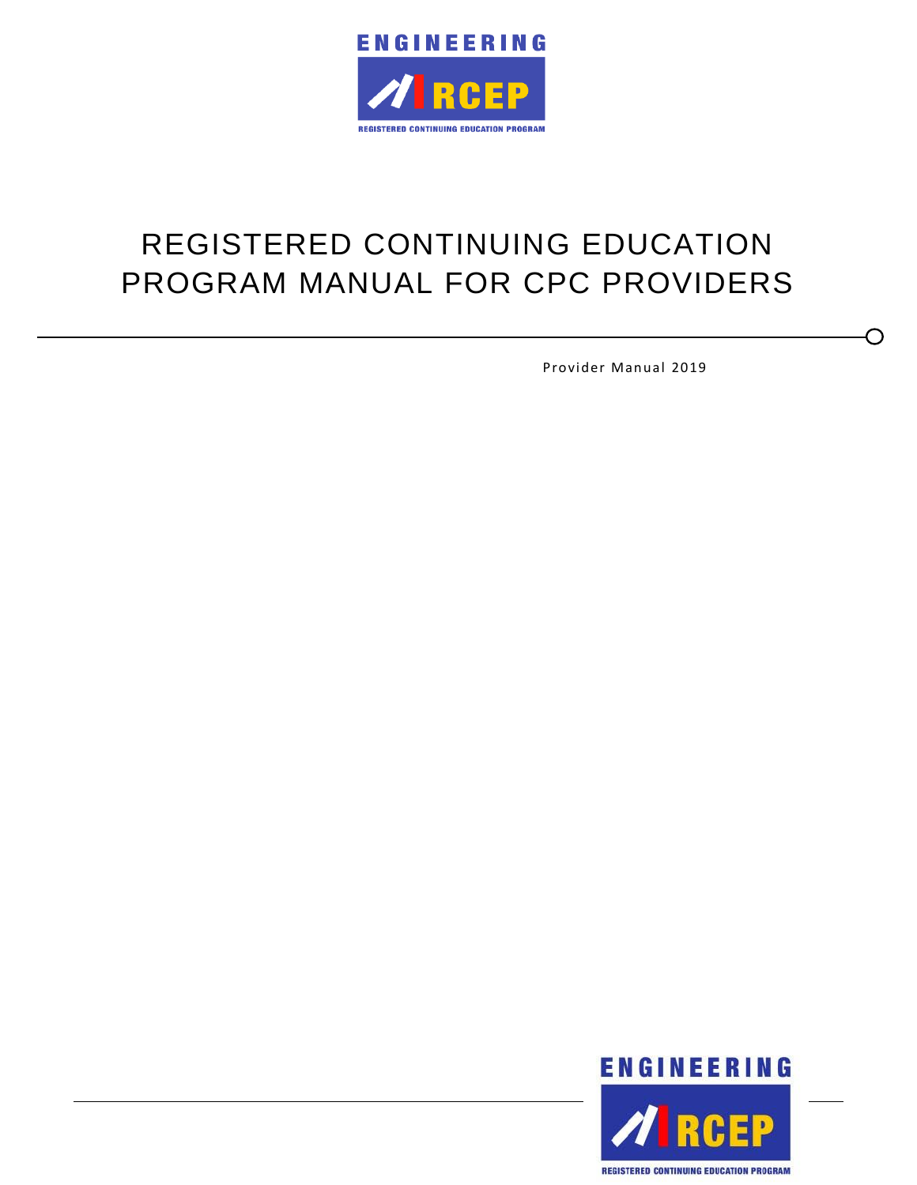ENGINEERING

RCEP

REGISTERED CONTINUING EDUCATION PROGRAM

# REGISTERED CONTINUING EDUCATION PROGRAM MANUAL FOR CPC PROVIDERS

Provider Manual 2019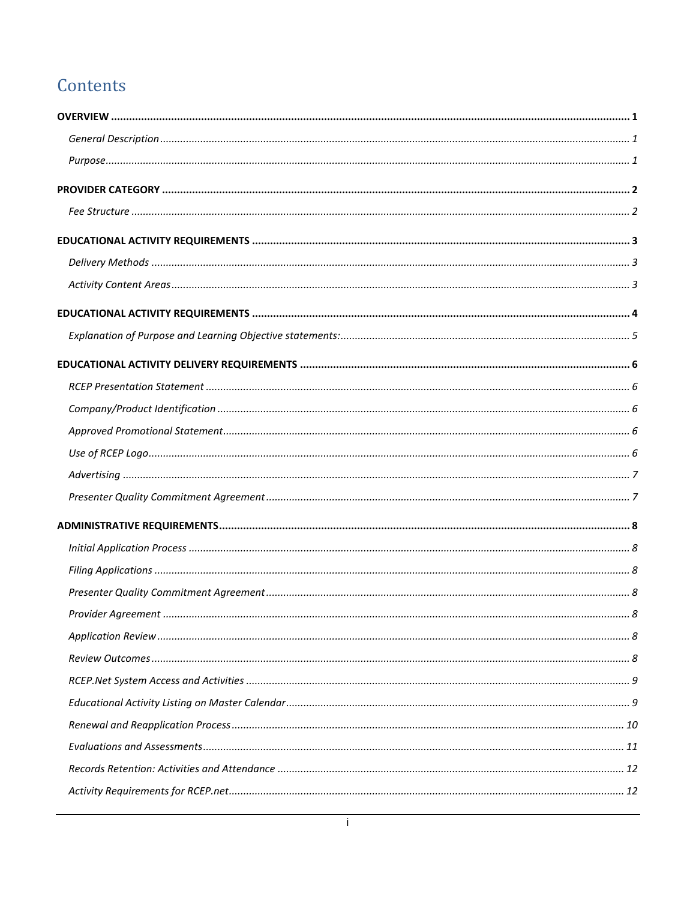# Contents

**OVERVIEW** .......... **1**

- *General Description* .......... *1*
- *Purpose* .......... *1*

**PROVIDER CATEGORY** .......... **2**

- *Fee Structure* .......... *2*

**EDUCATIONAL ACTIVITY REQUIREMENTS** .......... **3**

- *Delivery Methods* .......... *3*
- *Activity Content Areas* .......... *3*

**EDUCATIONAL ACTIVITY REQUIREMENTS** .......... **4**

- *Explanation of Purpose and Learning Objective statements:* .......... *5*

**EDUCATIONAL ACTIVITY DELIVERY REQUIREMENTS** .......... **6**

- *RCEP Presentation Statement* .......... *6*
- *Company/Product Identification* .......... *6*
- *Approved Promotional Statement* .......... *6*
- *Use of RCEP Logo* .......... *6*
- *Advertising* .......... *7*
- *Presenter Quality Commitment Agreement* .......... *7*

**ADMINISTRATIVE REQUIREMENTS** .......... **8**

- *Initial Application Process* .......... *8*
- *Filing Applications* .......... *8*
- *Presenter Quality Commitment Agreement* .......... *8*
- *Provider Agreement* .......... *8*
- *Application Review* .......... *8*
- *Review Outcomes* .......... *8*
- *RCEP.Net System Access and Activities* .......... *9*
- *Educational Activity Listing on Master Calendar* .......... *9*
- *Renewal and Reapplication Process* .......... *10*
- *Evaluations and Assessments* .......... *11*
- *Records Retention: Activities and Attendance* .......... *12*
- *Activity Requirements for RCEP.net* .......... *12*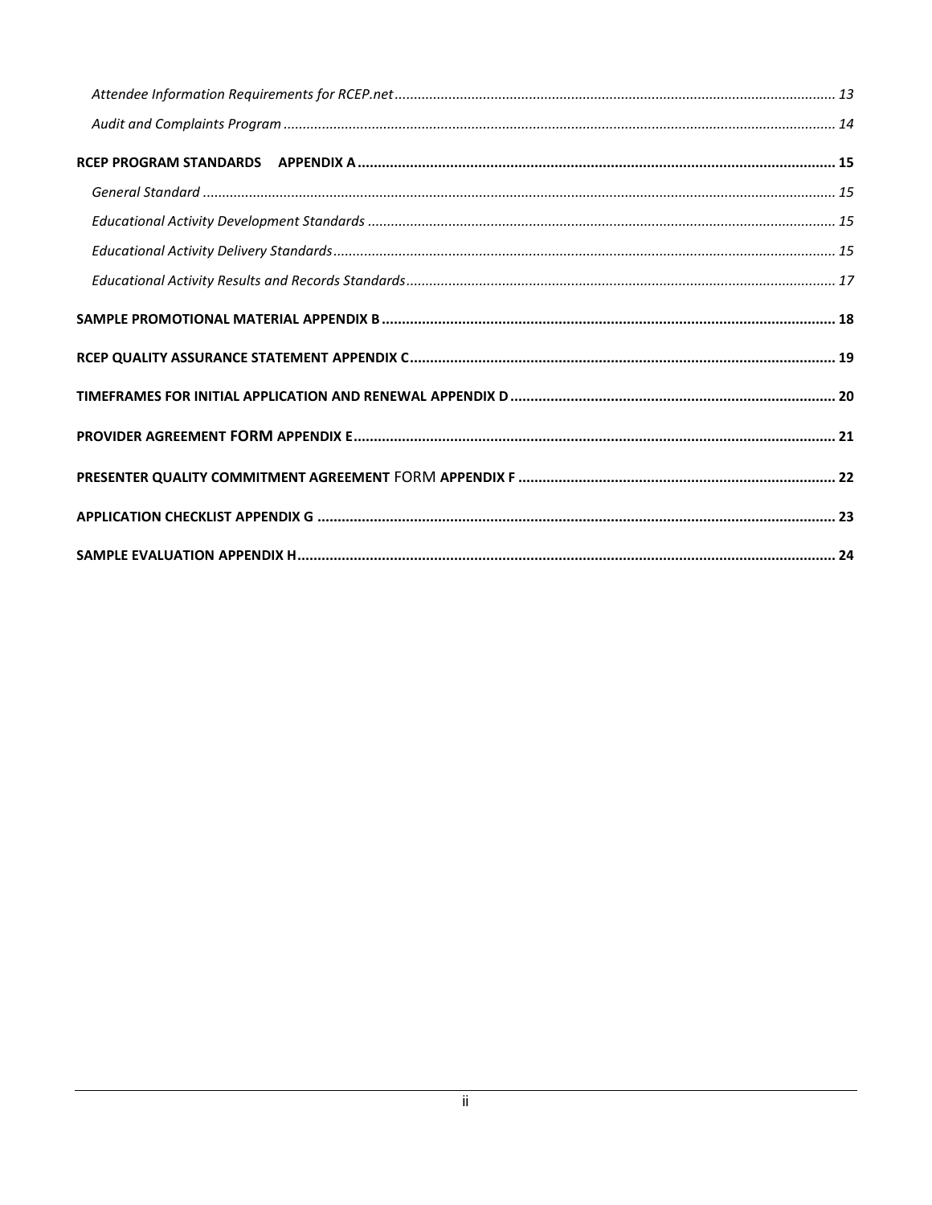*Attendee Information Requirements for RCEP.net* ........ 13

*Audit and Complaints Program* ........ 14

**RCEP PROGRAM STANDARDS APPENDIX A** ........ **15**

*General Standard* ........ 15

*Educational Activity Development Standards* ........ 15

*Educational Activity Delivery Standards* ........ 15

*Educational Activity Results and Records Standards* ........ 17

**SAMPLE PROMOTIONAL MATERIAL APPENDIX B** ........ **18**

**RCEP QUALITY ASSURANCE STATEMENT APPENDIX C** ........ **19**

**TIMEFRAMES FOR INITIAL APPLICATION AND RENEWAL APPENDIX D** ........ **20**

**PROVIDER AGREEMENT FORM APPENDIX E** ........ **21**

**PRESENTER QUALITY COMMITMENT AGREEMENT** FORM **APPENDIX F** ........ **22**

**APPLICATION CHECKLIST APPENDIX G** ........ **23**

**SAMPLE EVALUATION APPENDIX H** ........ **24**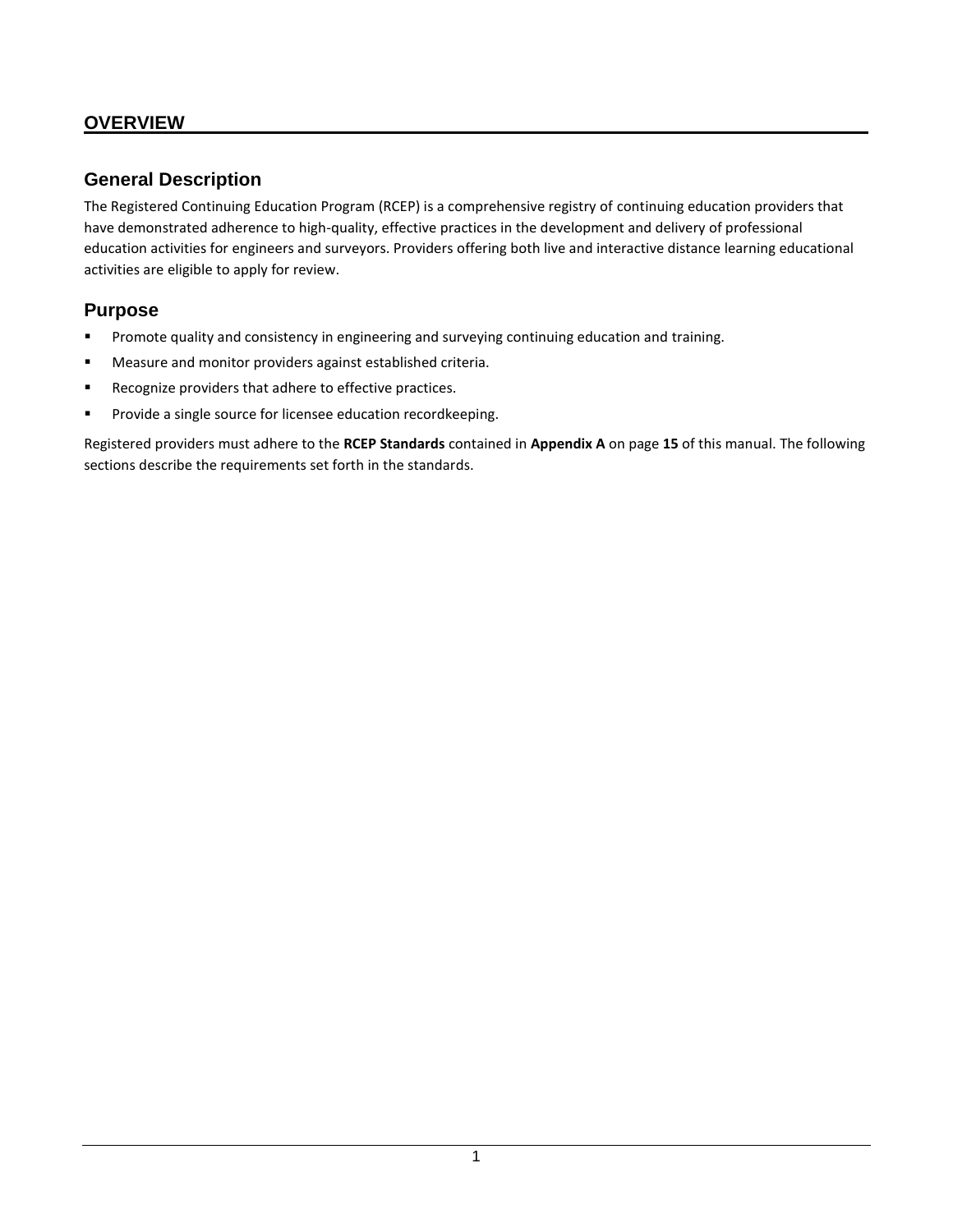# OVERVIEW

## General Description

The Registered Continuing Education Program (RCEP) is a comprehensive registry of continuing education providers that have demonstrated adherence to high-quality, effective practices in the development and delivery of professional education activities for engineers and surveyors. Providers offering both live and interactive distance learning educational activities are eligible to apply for review.

## Purpose

- Promote quality and consistency in engineering and surveying continuing education and training.
- Measure and monitor providers against established criteria.
- Recognize providers that adhere to effective practices.
- Provide a single source for licensee education recordkeeping.

Registered providers must adhere to the **RCEP Standards** contained in **Appendix A** on page **15** of this manual. The following sections describe the requirements set forth in the standards.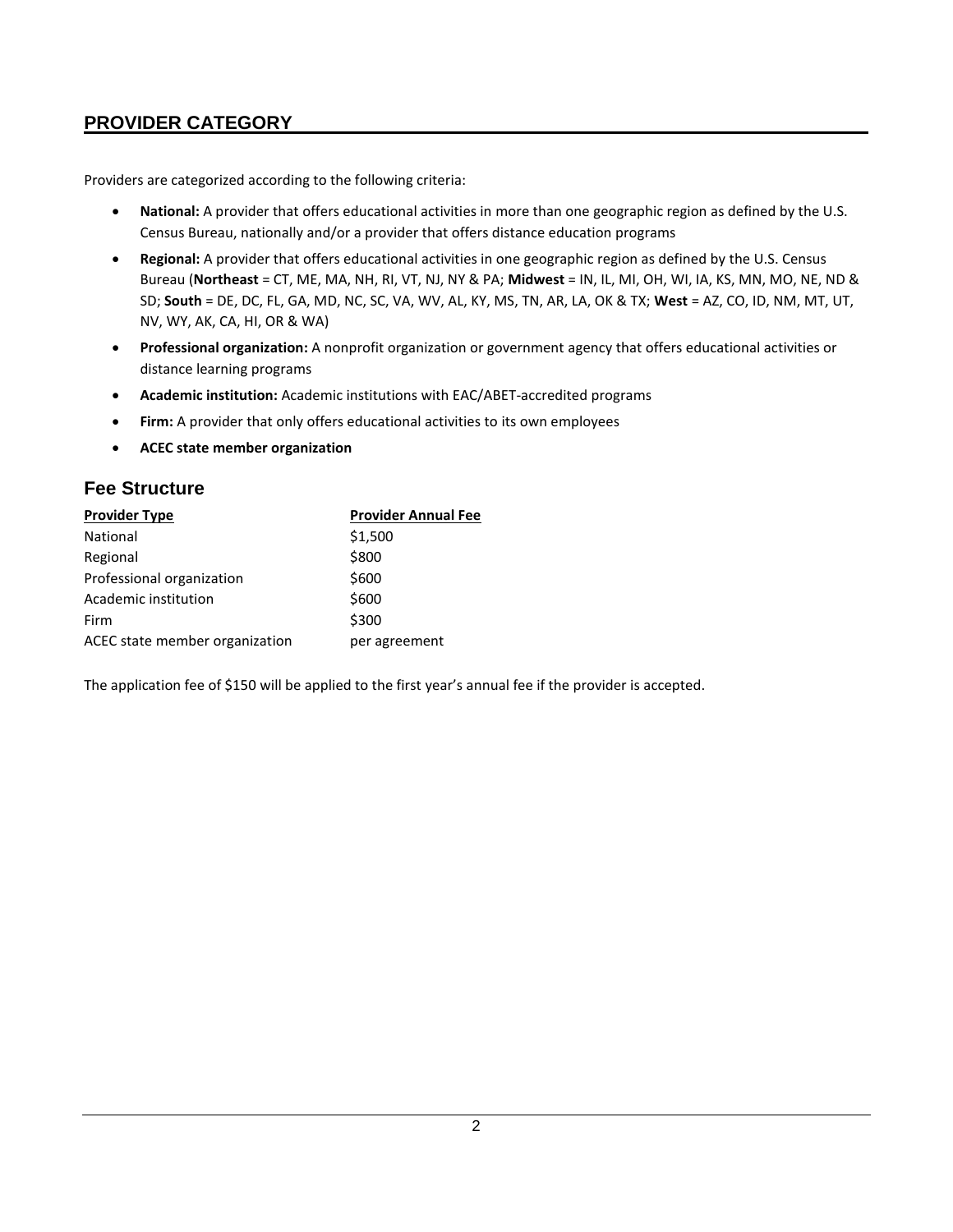## PROVIDER CATEGORY

Providers are categorized according to the following criteria:

- **National:** A provider that offers educational activities in more than one geographic region as defined by the U.S. Census Bureau, nationally and/or a provider that offers distance education programs
- **Regional:** A provider that offers educational activities in one geographic region as defined by the U.S. Census Bureau (**Northeast** = CT, ME, MA, NH, RI, VT, NJ, NY & PA; **Midwest** = IN, IL, MI, OH, WI, IA, KS, MN, MO, NE, ND & SD; **South** = DE, DC, FL, GA, MD, NC, SC, VA, WV, AL, KY, MS, TN, AR, LA, OK & TX; **West** = AZ, CO, ID, NM, MT, UT, NV, WY, AK, CA, HI, OR & WA)
- **Professional organization:** A nonprofit organization or government agency that offers educational activities or distance learning programs
- **Academic institution:** Academic institutions with EAC/ABET-accredited programs
- **Firm:** A provider that only offers educational activities to its own employees
- **ACEC state member organization**

### Fee Structure

| Provider Type | Provider Annual Fee |
|---|---|
| National | $1,500 |
| Regional | $800 |
| Professional organization | $600 |
| Academic institution | $600 |
| Firm | $300 |
| ACEC state member organization | per agreement |

The application fee of $150 will be applied to the first year's annual fee if the provider is accepted.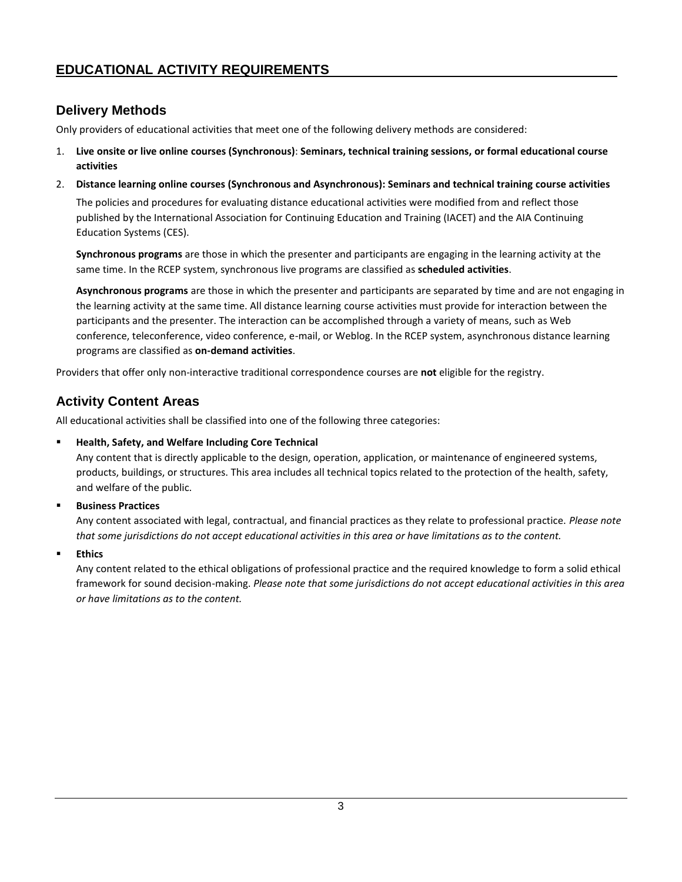## EDUCATIONAL ACTIVITY REQUIREMENTS

### Delivery Methods

Only providers of educational activities that meet one of the following delivery methods are considered:

1. **Live onsite or live online courses (Synchronous)**: **Seminars, technical training sessions, or formal educational course activities**
2. **Distance learning online courses (Synchronous and Asynchronous): Seminars and technical training course activities**

   The policies and procedures for evaluating distance educational activities were modified from and reflect those published by the International Association for Continuing Education and Training (IACET) and the AIA Continuing Education Systems (CES).

   **Synchronous programs** are those in which the presenter and participants are engaging in the learning activity at the same time. In the RCEP system, synchronous live programs are classified as **scheduled activities**.

   **Asynchronous programs** are those in which the presenter and participants are separated by time and are not engaging in the learning activity at the same time. All distance learning course activities must provide for interaction between the participants and the presenter. The interaction can be accomplished through a variety of means, such as Web conference, teleconference, video conference, e-mail, or Weblog. In the RCEP system, asynchronous distance learning programs are classified as **on-demand activities**.

Providers that offer only non-interactive traditional correspondence courses are **not** eligible for the registry.

### Activity Content Areas

All educational activities shall be classified into one of the following three categories:

- **Health, Safety, and Welfare Including Core Technical**
  Any content that is directly applicable to the design, operation, application, or maintenance of engineered systems, products, buildings, or structures. This area includes all technical topics related to the protection of the health, safety, and welfare of the public.
- **Business Practices**
  Any content associated with legal, contractual, and financial practices as they relate to professional practice. *Please note that some jurisdictions do not accept educational activities in this area or have limitations as to the content.*
- **Ethics**
  Any content related to the ethical obligations of professional practice and the required knowledge to form a solid ethical framework for sound decision-making. *Please note that some jurisdictions do not accept educational activities in this area or have limitations as to the content.*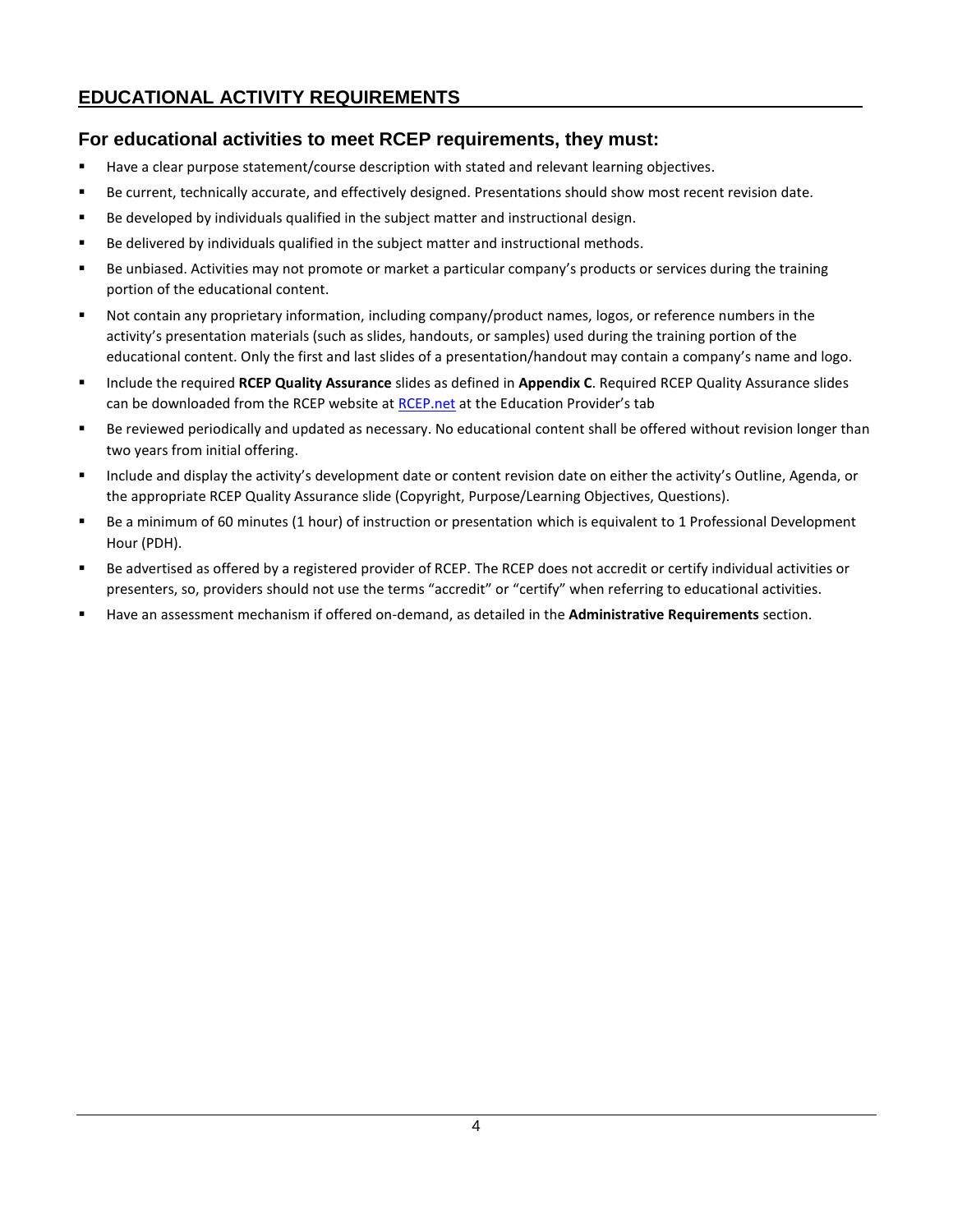## EDUCATIONAL ACTIVITY REQUIREMENTS

### For educational activities to meet RCEP requirements, they must:

- Have a clear purpose statement/course description with stated and relevant learning objectives.
- Be current, technically accurate, and effectively designed. Presentations should show most recent revision date.
- Be developed by individuals qualified in the subject matter and instructional design.
- Be delivered by individuals qualified in the subject matter and instructional methods.
- Be unbiased. Activities may not promote or market a particular company's products or services during the training portion of the educational content.
- Not contain any proprietary information, including company/product names, logos, or reference numbers in the activity's presentation materials (such as slides, handouts, or samples) used during the training portion of the educational content. Only the first and last slides of a presentation/handout may contain a company's name and logo.
- Include the required **RCEP Quality Assurance** slides as defined in **Appendix C**. Required RCEP Quality Assurance slides can be downloaded from the RCEP website at [RCEP.net](RCEP.net) at the Education Provider's tab
- Be reviewed periodically and updated as necessary. No educational content shall be offered without revision longer than two years from initial offering.
- Include and display the activity's development date or content revision date on either the activity's Outline, Agenda, or the appropriate RCEP Quality Assurance slide (Copyright, Purpose/Learning Objectives, Questions).
- Be a minimum of 60 minutes (1 hour) of instruction or presentation which is equivalent to 1 Professional Development Hour (PDH).
- Be advertised as offered by a registered provider of RCEP. The RCEP does not accredit or certify individual activities or presenters, so, providers should not use the terms "accredit" or "certify" when referring to educational activities.
- Have an assessment mechanism if offered on-demand, as detailed in the **Administrative Requirements** section.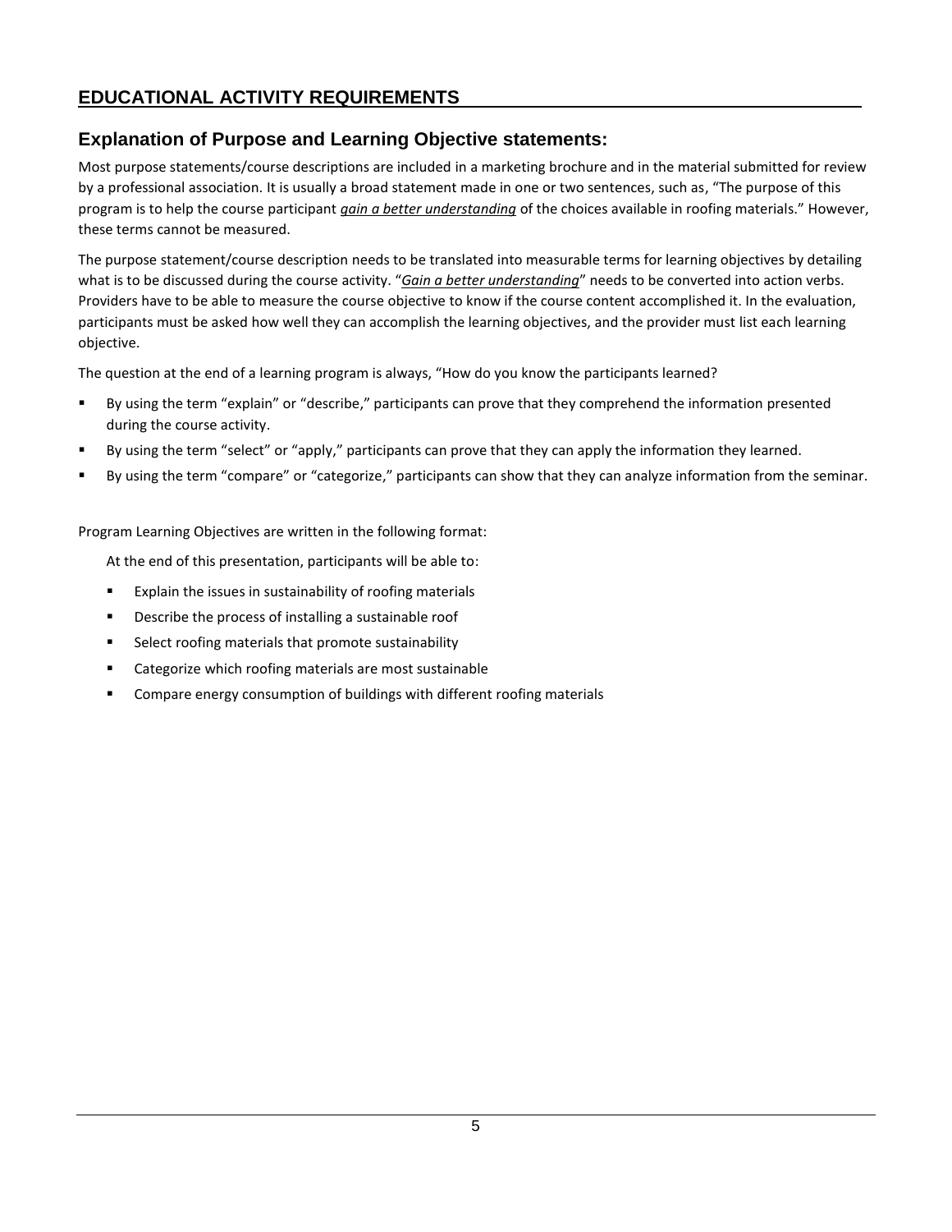## EDUCATIONAL ACTIVITY REQUIREMENTS

### Explanation of Purpose and Learning Objective statements:

Most purpose statements/course descriptions are included in a marketing brochure and in the material submitted for review by a professional association. It is usually a broad statement made in one or two sentences, such as, "The purpose of this program is to help the course participant ***gain a better understanding*** of the choices available in roofing materials." However, these terms cannot be measured.

The purpose statement/course description needs to be translated into measurable terms for learning objectives by detailing what is to be discussed during the course activity. "***Gain a better understanding***" needs to be converted into action verbs. Providers have to be able to measure the course objective to know if the course content accomplished it. In the evaluation, participants must be asked how well they can accomplish the learning objectives, and the provider must list each learning objective.

The question at the end of a learning program is always, "How do you know the participants learned?

- By using the term "explain" or "describe," participants can prove that they comprehend the information presented during the course activity.
- By using the term "select" or "apply," participants can prove that they can apply the information they learned.
- By using the term "compare" or "categorize," participants can show that they can analyze information from the seminar.

Program Learning Objectives are written in the following format:

At the end of this presentation, participants will be able to:

- Explain the issues in sustainability of roofing materials
- Describe the process of installing a sustainable roof
- Select roofing materials that promote sustainability
- Categorize which roofing materials are most sustainable
- Compare energy consumption of buildings with different roofing materials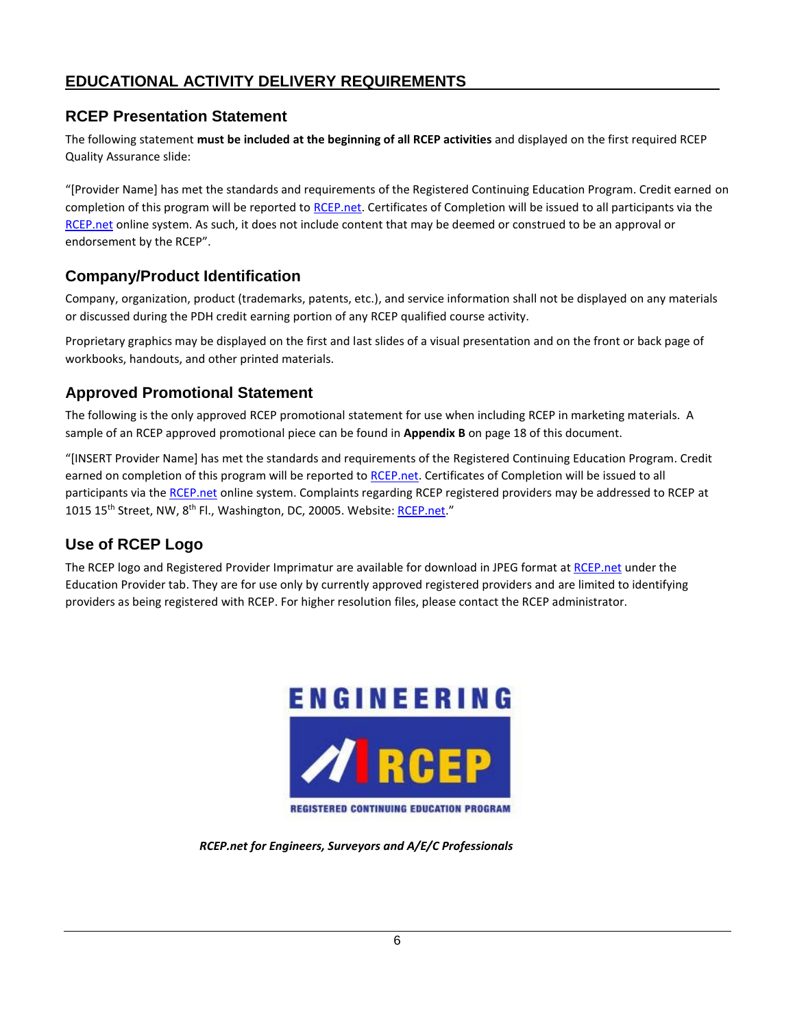## EDUCATIONAL ACTIVITY DELIVERY REQUIREMENTS

### RCEP Presentation Statement

The following statement **must be included at the beginning of all RCEP activities** and displayed on the first required RCEP Quality Assurance slide:

"[Provider Name] has met the standards and requirements of the Registered Continuing Education Program. Credit earned on completion of this program will be reported to RCEP.net. Certificates of Completion will be issued to all participants via the RCEP.net online system. As such, it does not include content that may be deemed or construed to be an approval or endorsement by the RCEP".

### Company/Product Identification

Company, organization, product (trademarks, patents, etc.), and service information shall not be displayed on any materials or discussed during the PDH credit earning portion of any RCEP qualified course activity.

Proprietary graphics may be displayed on the first and last slides of a visual presentation and on the front or back page of workbooks, handouts, and other printed materials.

### Approved Promotional Statement

The following is the only approved RCEP promotional statement for use when including RCEP in marketing materials. A sample of an RCEP approved promotional piece can be found in **Appendix B** on page 18 of this document.

"[INSERT Provider Name] has met the standards and requirements of the Registered Continuing Education Program. Credit earned on completion of this program will be reported to RCEP.net. Certificates of Completion will be issued to all participants via the RCEP.net online system. Complaints regarding RCEP registered providers may be addressed to RCEP at 1015 15th Street, NW, 8th Fl., Washington, DC, 20005. Website: RCEP.net."

### Use of RCEP Logo

The RCEP logo and Registered Provider Imprimatur are available for download in JPEG format at RCEP.net under the Education Provider tab. They are for use only by currently approved registered providers and are limited to identifying providers as being registered with RCEP. For higher resolution files, please contact the RCEP administrator.

ENGINEERING RCEP REGISTERED CONTINUING EDUCATION PROGRAM

*RCEP.net for Engineers, Surveyors and A/E/C Professionals*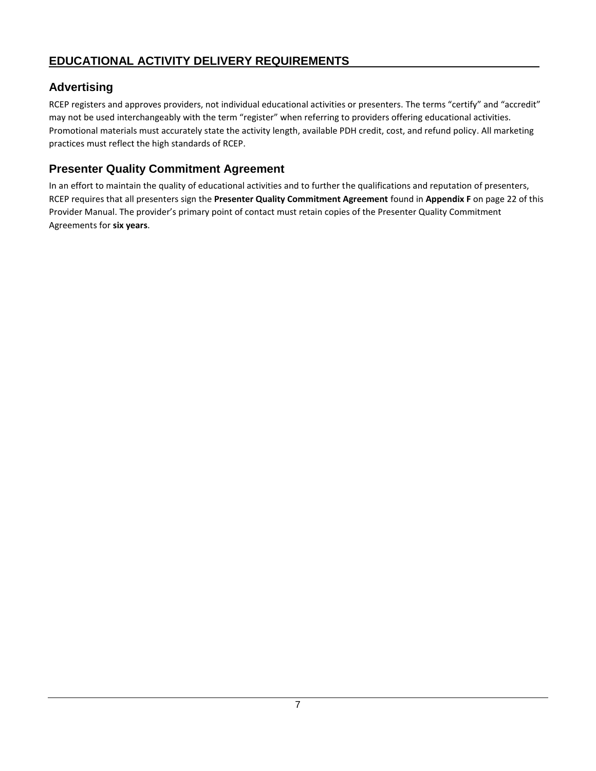## EDUCATIONAL ACTIVITY DELIVERY REQUIREMENTS

### Advertising

RCEP registers and approves providers, not individual educational activities or presenters. The terms "certify" and "accredit" may not be used interchangeably with the term "register" when referring to providers offering educational activities. Promotional materials must accurately state the activity length, available PDH credit, cost, and refund policy. All marketing practices must reflect the high standards of RCEP.

### Presenter Quality Commitment Agreement

In an effort to maintain the quality of educational activities and to further the qualifications and reputation of presenters, RCEP requires that all presenters sign the **Presenter Quality Commitment Agreement** found in **Appendix F** on page 22 of this Provider Manual. The provider's primary point of contact must retain copies of the Presenter Quality Commitment Agreements for **six years**.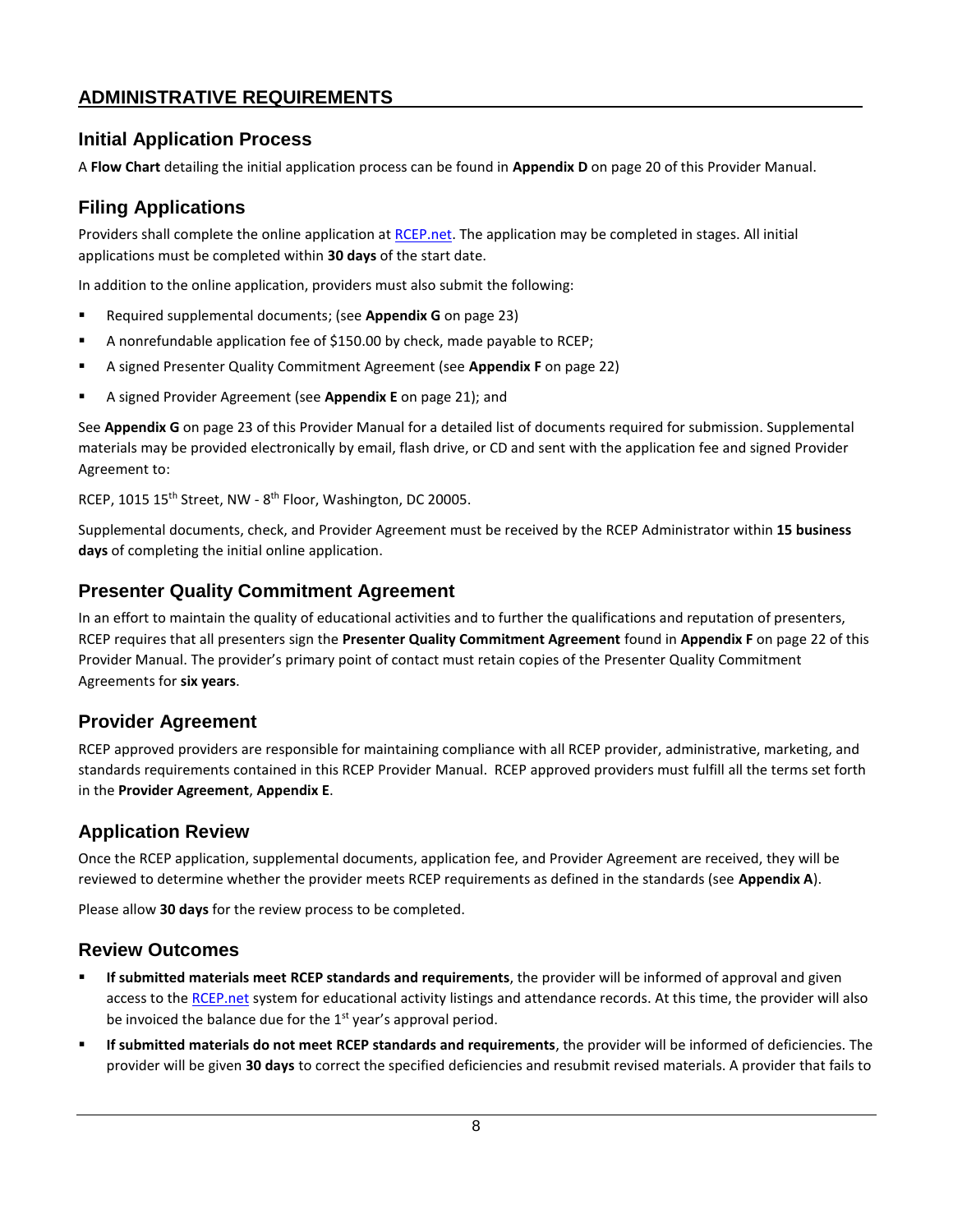## ADMINISTRATIVE REQUIREMENTS

### Initial Application Process

A **Flow Chart** detailing the initial application process can be found in **Appendix D** on page 20 of this Provider Manual.

### Filing Applications

Providers shall complete the online application at [RCEP.net](RCEP.net). The application may be completed in stages. All initial applications must be completed within **30 days** of the start date.

In addition to the online application, providers must also submit the following:

- Required supplemental documents; (see **Appendix G** on page 23)
- A nonrefundable application fee of $150.00 by check, made payable to RCEP;
- A signed Presenter Quality Commitment Agreement (see **Appendix F** on page 22)
- A signed Provider Agreement (see **Appendix E** on page 21); and

See **Appendix G** on page 23 of this Provider Manual for a detailed list of documents required for submission. Supplemental materials may be provided electronically by email, flash drive, or CD and sent with the application fee and signed Provider Agreement to:

RCEP, 1015 15th Street, NW - 8th Floor, Washington, DC 20005.

Supplemental documents, check, and Provider Agreement must be received by the RCEP Administrator within **15 business days** of completing the initial online application.

### Presenter Quality Commitment Agreement

In an effort to maintain the quality of educational activities and to further the qualifications and reputation of presenters, RCEP requires that all presenters sign the **Presenter Quality Commitment Agreement** found in **Appendix F** on page 22 of this Provider Manual. The provider's primary point of contact must retain copies of the Presenter Quality Commitment Agreements for **six years**.

### Provider Agreement

RCEP approved providers are responsible for maintaining compliance with all RCEP provider, administrative, marketing, and standards requirements contained in this RCEP Provider Manual. RCEP approved providers must fulfill all the terms set forth in the **Provider Agreement**, **Appendix E**.

### Application Review

Once the RCEP application, supplemental documents, application fee, and Provider Agreement are received, they will be reviewed to determine whether the provider meets RCEP requirements as defined in the standards (see **Appendix A**).

Please allow **30 days** for the review process to be completed.

### Review Outcomes

- **If submitted materials meet RCEP standards and requirements**, the provider will be informed of approval and given access to the [RCEP.net](RCEP.net) system for educational activity listings and attendance records. At this time, the provider will also be invoiced the balance due for the 1st year's approval period.
- **If submitted materials do not meet RCEP standards and requirements**, the provider will be informed of deficiencies. The provider will be given **30 days** to correct the specified deficiencies and resubmit revised materials. A provider that fails to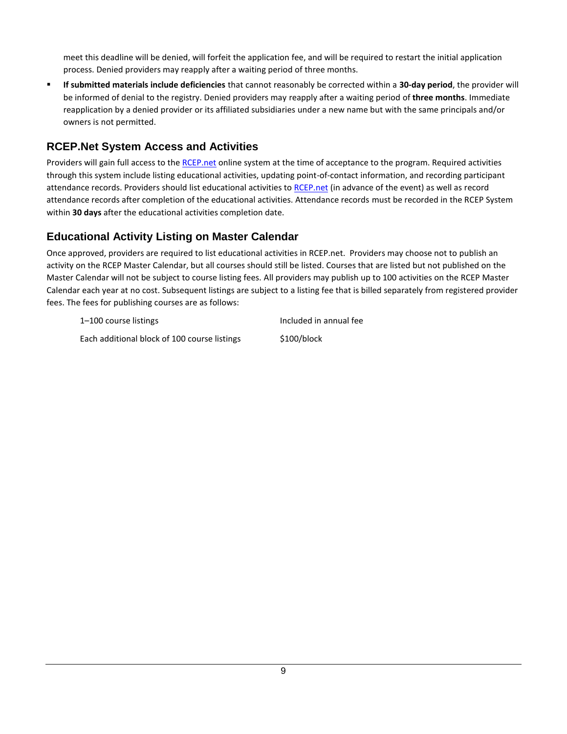meet this deadline will be denied, will forfeit the application fee, and will be required to restart the initial application process. Denied providers may reapply after a waiting period of three months.

- **If submitted materials include deficiencies** that cannot reasonably be corrected within a **30-day period**, the provider will be informed of denial to the registry. Denied providers may reapply after a waiting period of **three months**. Immediate reapplication by a denied provider or its affiliated subsidiaries under a new name but with the same principals and/or owners is not permitted.

## RCEP.Net System Access and Activities

Providers will gain full access to the RCEP.net online system at the time of acceptance to the program. Required activities through this system include listing educational activities, updating point-of-contact information, and recording participant attendance records. Providers should list educational activities to RCEP.net (in advance of the event) as well as record attendance records after completion of the educational activities. Attendance records must be recorded in the RCEP System within **30 days** after the educational activities completion date.

## Educational Activity Listing on Master Calendar

Once approved, providers are required to list educational activities in RCEP.net. Providers may choose not to publish an activity on the RCEP Master Calendar, but all courses should still be listed. Courses that are listed but not published on the Master Calendar will not be subject to course listing fees. All providers may publish up to 100 activities on the RCEP Master Calendar each year at no cost. Subsequent listings are subject to a listing fee that is billed separately from registered provider fees. The fees for publishing courses are as follows:

| | |
|---|---|
| 1–100 course listings | Included in annual fee |
| Each additional block of 100 course listings | $100/block |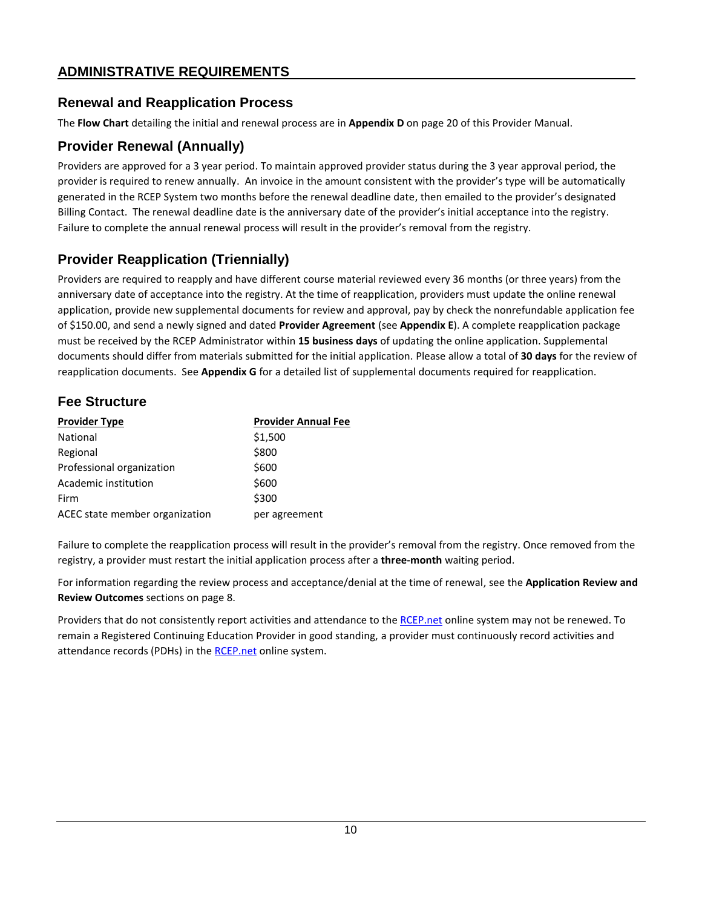## ADMINISTRATIVE REQUIREMENTS

### Renewal and Reapplication Process

The **Flow Chart** detailing the initial and renewal process are in **Appendix D** on page 20 of this Provider Manual.

### Provider Renewal (Annually)

Providers are approved for a 3 year period. To maintain approved provider status during the 3 year approval period, the provider is required to renew annually. An invoice in the amount consistent with the provider's type will be automatically generated in the RCEP System two months before the renewal deadline date, then emailed to the provider's designated Billing Contact. The renewal deadline date is the anniversary date of the provider's initial acceptance into the registry. Failure to complete the annual renewal process will result in the provider's removal from the registry.

### Provider Reapplication (Triennially)

Providers are required to reapply and have different course material reviewed every 36 months (or three years) from the anniversary date of acceptance into the registry. At the time of reapplication, providers must update the online renewal application, provide new supplemental documents for review and approval, pay by check the nonrefundable application fee of $150.00, and send a newly signed and dated **Provider Agreement** (see **Appendix E**). A complete reapplication package must be received by the RCEP Administrator within **15 business days** of updating the online application. Supplemental documents should differ from materials submitted for the initial application. Please allow a total of **30 days** for the review of reapplication documents. See **Appendix G** for a detailed list of supplemental documents required for reapplication.

### Fee Structure

| Provider Type | Provider Annual Fee |
|---|---|
| National | $1,500 |
| Regional | $800 |
| Professional organization | $600 |
| Academic institution | $600 |
| Firm | $300 |
| ACEC state member organization | per agreement |

Failure to complete the reapplication process will result in the provider's removal from the registry. Once removed from the registry, a provider must restart the initial application process after a **three-month** waiting period.

For information regarding the review process and acceptance/denial at the time of renewal, see the **Application Review and Review Outcomes** sections on page 8.

Providers that do not consistently report activities and attendance to the RCEP.net online system may not be renewed. To remain a Registered Continuing Education Provider in good standing, a provider must continuously record activities and attendance records (PDHs) in the RCEP.net online system.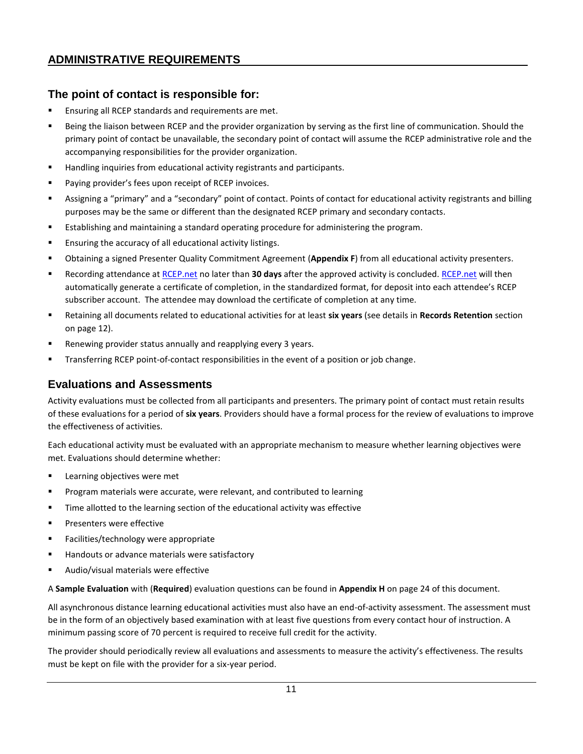## ADMINISTRATIVE REQUIREMENTS

### The point of contact is responsible for:

- Ensuring all RCEP standards and requirements are met.
- Being the liaison between RCEP and the provider organization by serving as the first line of communication. Should the primary point of contact be unavailable, the secondary point of contact will assume the RCEP administrative role and the accompanying responsibilities for the provider organization.
- Handling inquiries from educational activity registrants and participants.
- Paying provider's fees upon receipt of RCEP invoices.
- Assigning a "primary" and a "secondary" point of contact. Points of contact for educational activity registrants and billing purposes may be the same or different than the designated RCEP primary and secondary contacts.
- Establishing and maintaining a standard operating procedure for administering the program.
- Ensuring the accuracy of all educational activity listings.
- Obtaining a signed Presenter Quality Commitment Agreement (**Appendix F**) from all educational activity presenters.
- Recording attendance at RCEP.net no later than **30 days** after the approved activity is concluded. RCEP.net will then automatically generate a certificate of completion, in the standardized format, for deposit into each attendee's RCEP subscriber account. The attendee may download the certificate of completion at any time.
- Retaining all documents related to educational activities for at least **six years** (see details in **Records Retention** section on page 12).
- Renewing provider status annually and reapplying every 3 years.
- Transferring RCEP point-of-contact responsibilities in the event of a position or job change.

### Evaluations and Assessments

Activity evaluations must be collected from all participants and presenters. The primary point of contact must retain results of these evaluations for a period of **six years**. Providers should have a formal process for the review of evaluations to improve the effectiveness of activities.

Each educational activity must be evaluated with an appropriate mechanism to measure whether learning objectives were met. Evaluations should determine whether:

- Learning objectives were met
- Program materials were accurate, were relevant, and contributed to learning
- Time allotted to the learning section of the educational activity was effective
- Presenters were effective
- Facilities/technology were appropriate
- Handouts or advance materials were satisfactory
- Audio/visual materials were effective

A **Sample Evaluation** with (**Required**) evaluation questions can be found in **Appendix H** on page 24 of this document.

All asynchronous distance learning educational activities must also have an end-of-activity assessment. The assessment must be in the form of an objectively based examination with at least five questions from every contact hour of instruction. A minimum passing score of 70 percent is required to receive full credit for the activity.

The provider should periodically review all evaluations and assessments to measure the activity's effectiveness. The results must be kept on file with the provider for a six-year period.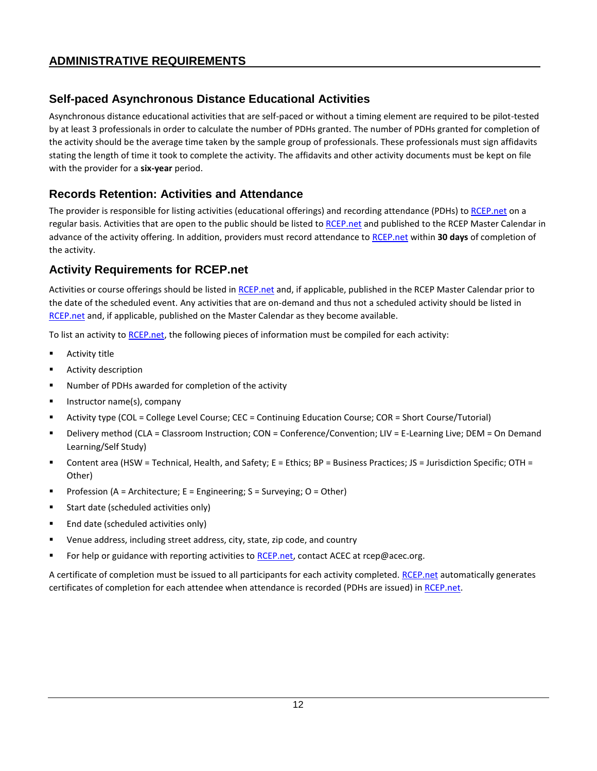## ADMINISTRATIVE REQUIREMENTS

### Self-paced Asynchronous Distance Educational Activities

Asynchronous distance educational activities that are self-paced or without a timing element are required to be pilot-tested by at least 3 professionals in order to calculate the number of PDHs granted. The number of PDHs granted for completion of the activity should be the average time taken by the sample group of professionals. These professionals must sign affidavits stating the length of time it took to complete the activity. The affidavits and other activity documents must be kept on file with the provider for a **six-year** period.

### Records Retention: Activities and Attendance

The provider is responsible for listing activities (educational offerings) and recording attendance (PDHs) to RCEP.net on a regular basis. Activities that are open to the public should be listed to RCEP.net and published to the RCEP Master Calendar in advance of the activity offering. In addition, providers must record attendance to RCEP.net within **30 days** of completion of the activity.

### Activity Requirements for RCEP.net

Activities or course offerings should be listed in RCEP.net and, if applicable, published in the RCEP Master Calendar prior to the date of the scheduled event. Any activities that are on-demand and thus not a scheduled activity should be listed in RCEP.net and, if applicable, published on the Master Calendar as they become available.

To list an activity to RCEP.net, the following pieces of information must be compiled for each activity:

- Activity title
- Activity description
- Number of PDHs awarded for completion of the activity
- Instructor name(s), company
- Activity type (COL = College Level Course; CEC = Continuing Education Course; COR = Short Course/Tutorial)
- Delivery method (CLA = Classroom Instruction; CON = Conference/Convention; LIV = E-Learning Live; DEM = On Demand Learning/Self Study)
- Content area (HSW = Technical, Health, and Safety; E = Ethics; BP = Business Practices; JS = Jurisdiction Specific; OTH = Other)
- Profession (A = Architecture; E = Engineering; S = Surveying; O = Other)
- Start date (scheduled activities only)
- End date (scheduled activities only)
- Venue address, including street address, city, state, zip code, and country
- For help or guidance with reporting activities to RCEP.net, contact ACEC at rcep@acec.org.

A certificate of completion must be issued to all participants for each activity completed. RCEP.net automatically generates certificates of completion for each attendee when attendance is recorded (PDHs are issued) in RCEP.net.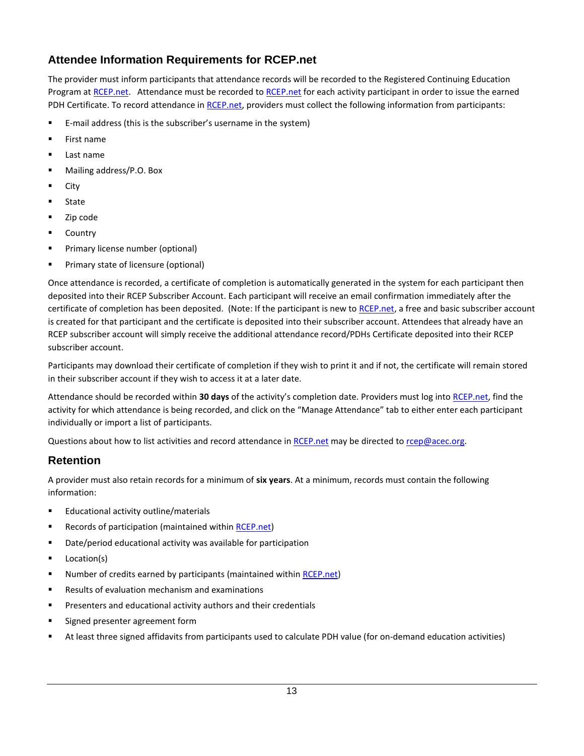## Attendee Information Requirements for RCEP.net

The provider must inform participants that attendance records will be recorded to the Registered Continuing Education Program at RCEP.net. Attendance must be recorded to RCEP.net for each activity participant in order to issue the earned PDH Certificate. To record attendance in RCEP.net, providers must collect the following information from participants:

- E-mail address (this is the subscriber's username in the system)
- First name
- Last name
- Mailing address/P.O. Box
- City
- State
- Zip code
- Country
- Primary license number (optional)
- Primary state of licensure (optional)

Once attendance is recorded, a certificate of completion is automatically generated in the system for each participant then deposited into their RCEP Subscriber Account. Each participant will receive an email confirmation immediately after the certificate of completion has been deposited. (Note: If the participant is new to RCEP.net, a free and basic subscriber account is created for that participant and the certificate is deposited into their subscriber account. Attendees that already have an RCEP subscriber account will simply receive the additional attendance record/PDHs Certificate deposited into their RCEP subscriber account.

Participants may download their certificate of completion if they wish to print it and if not, the certificate will remain stored in their subscriber account if they wish to access it at a later date.

Attendance should be recorded within **30 days** of the activity's completion date. Providers must log into RCEP.net, find the activity for which attendance is being recorded, and click on the "Manage Attendance" tab to either enter each participant individually or import a list of participants.

Questions about how to list activities and record attendance in RCEP.net may be directed to rcep@acec.org.

## Retention

A provider must also retain records for a minimum of **six years**. At a minimum, records must contain the following information:

- Educational activity outline/materials
- Records of participation (maintained within RCEP.net)
- Date/period educational activity was available for participation
- Location(s)
- Number of credits earned by participants (maintained within RCEP.net)
- Results of evaluation mechanism and examinations
- Presenters and educational activity authors and their credentials
- Signed presenter agreement form
- At least three signed affidavits from participants used to calculate PDH value (for on-demand education activities)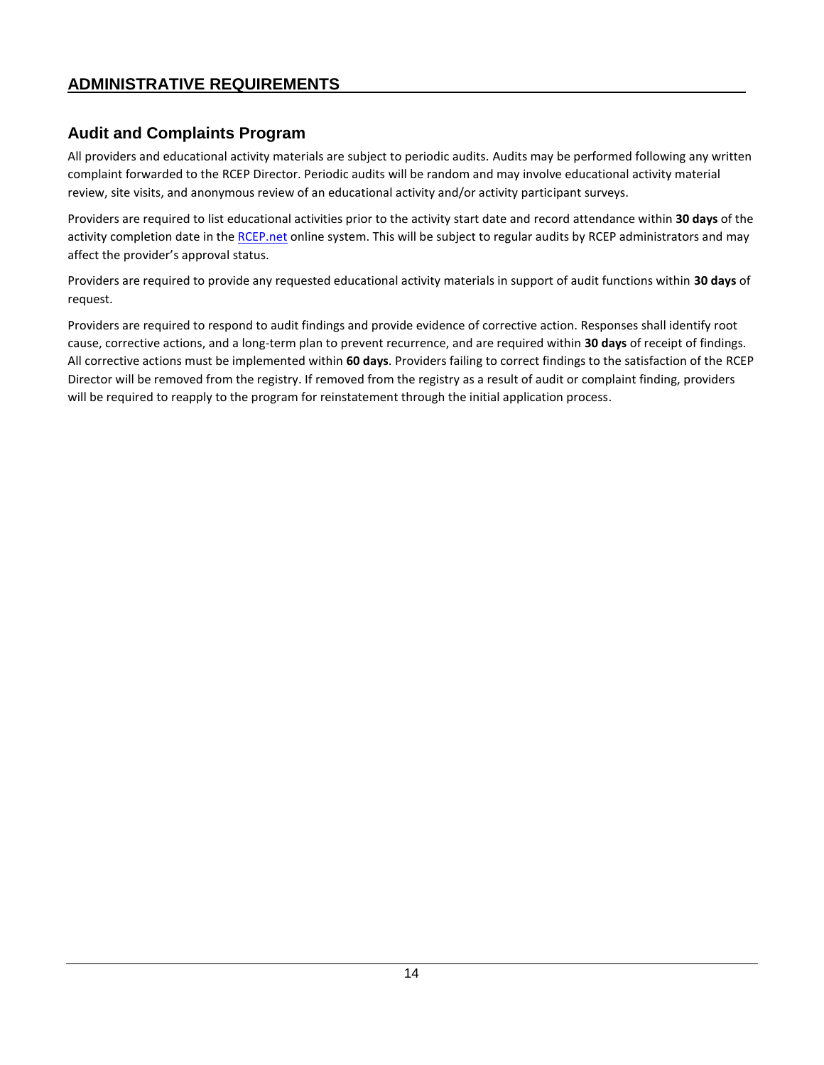## ADMINISTRATIVE REQUIREMENTS

### Audit and Complaints Program

All providers and educational activity materials are subject to periodic audits. Audits may be performed following any written complaint forwarded to the RCEP Director. Periodic audits will be random and may involve educational activity material review, site visits, and anonymous review of an educational activity and/or activity participant surveys.

Providers are required to list educational activities prior to the activity start date and record attendance within **30 days** of the activity completion date in the [RCEP.net](RCEP.net) online system. This will be subject to regular audits by RCEP administrators and may affect the provider's approval status.

Providers are required to provide any requested educational activity materials in support of audit functions within **30 days** of request.

Providers are required to respond to audit findings and provide evidence of corrective action. Responses shall identify root cause, corrective actions, and a long-term plan to prevent recurrence, and are required within **30 days** of receipt of findings. All corrective actions must be implemented within **60 days**. Providers failing to correct findings to the satisfaction of the RCEP Director will be removed from the registry. If removed from the registry as a result of audit or complaint finding, providers will be required to reapply to the program for reinstatement through the initial application process.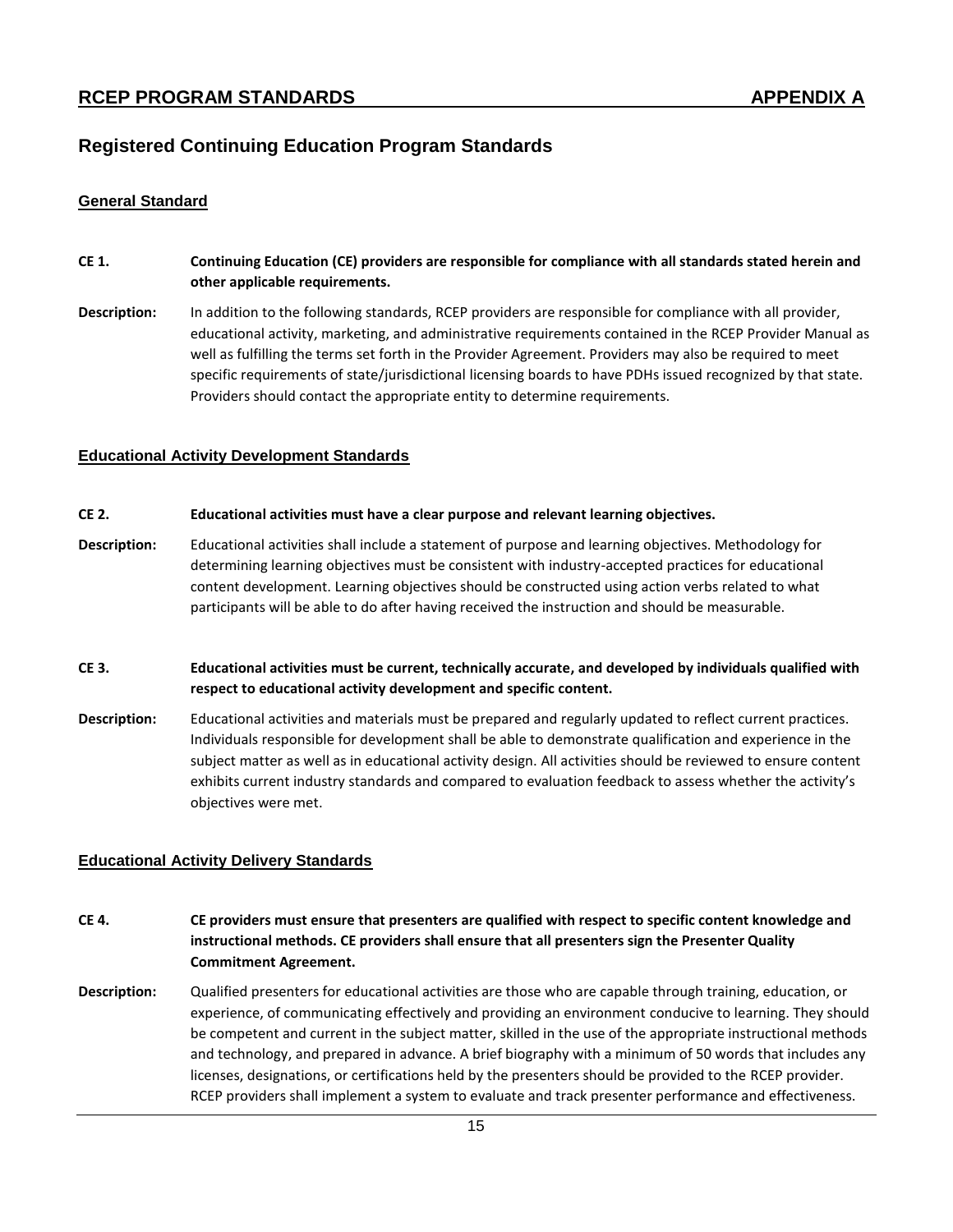## RCEP PROGRAM STANDARDS APPENDIX A

# Registered Continuing Education Program Standards

### General Standard

**CE 1. Continuing Education (CE) providers are responsible for compliance with all standards stated herein and other applicable requirements.**

**Description:** In addition to the following standards, RCEP providers are responsible for compliance with all provider, educational activity, marketing, and administrative requirements contained in the RCEP Provider Manual as well as fulfilling the terms set forth in the Provider Agreement. Providers may also be required to meet specific requirements of state/jurisdictional licensing boards to have PDHs issued recognized by that state. Providers should contact the appropriate entity to determine requirements.

### Educational Activity Development Standards

**CE 2. Educational activities must have a clear purpose and relevant learning objectives.**

**Description:** Educational activities shall include a statement of purpose and learning objectives. Methodology for determining learning objectives must be consistent with industry-accepted practices for educational content development. Learning objectives should be constructed using action verbs related to what participants will be able to do after having received the instruction and should be measurable.

**CE 3. Educational activities must be current, technically accurate, and developed by individuals qualified with respect to educational activity development and specific content.**

**Description:** Educational activities and materials must be prepared and regularly updated to reflect current practices. Individuals responsible for development shall be able to demonstrate qualification and experience in the subject matter as well as in educational activity design. All activities should be reviewed to ensure content exhibits current industry standards and compared to evaluation feedback to assess whether the activity's objectives were met.

### Educational Activity Delivery Standards

**CE 4. CE providers must ensure that presenters are qualified with respect to specific content knowledge and instructional methods. CE providers shall ensure that all presenters sign the Presenter Quality Commitment Agreement.**

**Description:** Qualified presenters for educational activities are those who are capable through training, education, or experience, of communicating effectively and providing an environment conducive to learning. They should be competent and current in the subject matter, skilled in the use of the appropriate instructional methods and technology, and prepared in advance. A brief biography with a minimum of 50 words that includes any licenses, designations, or certifications held by the presenters should be provided to the RCEP provider. RCEP providers shall implement a system to evaluate and track presenter performance and effectiveness.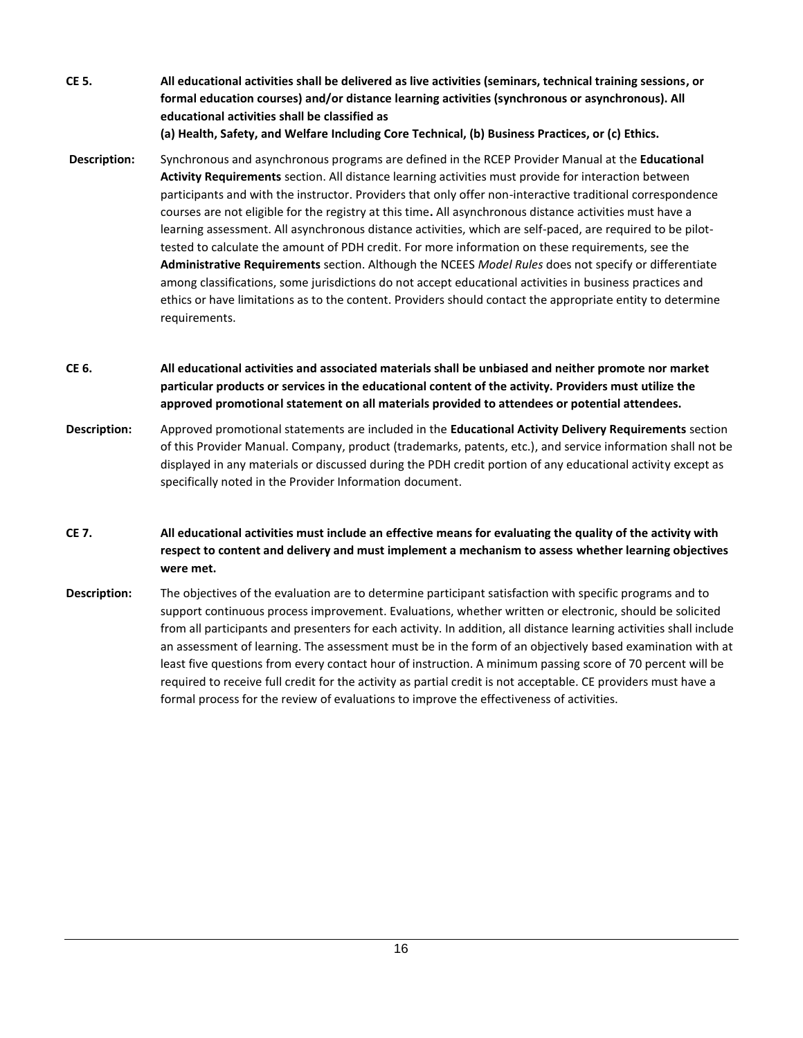**CE 5.** **All educational activities shall be delivered as live activities (seminars, technical training sessions, or formal education courses) and/or distance learning activities (synchronous or asynchronous). All educational activities shall be classified as (a) Health, Safety, and Welfare Including Core Technical, (b) Business Practices, or (c) Ethics.**

**Description:** Synchronous and asynchronous programs are defined in the RCEP Provider Manual at the **Educational Activity Requirements** section. All distance learning activities must provide for interaction between participants and with the instructor. Providers that only offer non-interactive traditional correspondence courses are not eligible for the registry at this time**.** All asynchronous distance activities must have a learning assessment. All asynchronous distance activities, which are self-paced, are required to be pilot-tested to calculate the amount of PDH credit. For more information on these requirements, see the **Administrative Requirements** section. Although the NCEES *Model Rules* does not specify or differentiate among classifications, some jurisdictions do not accept educational activities in business practices and ethics or have limitations as to the content. Providers should contact the appropriate entity to determine requirements.

**CE 6.** **All educational activities and associated materials shall be unbiased and neither promote nor market particular products or services in the educational content of the activity. Providers must utilize the approved promotional statement on all materials provided to attendees or potential attendees.**

**Description:** Approved promotional statements are included in the **Educational Activity Delivery Requirements** section of this Provider Manual. Company, product (trademarks, patents, etc.), and service information shall not be displayed in any materials or discussed during the PDH credit portion of any educational activity except as specifically noted in the Provider Information document.

**CE 7.** **All educational activities must include an effective means for evaluating the quality of the activity with respect to content and delivery and must implement a mechanism to assess whether learning objectives were met.**

**Description:** The objectives of the evaluation are to determine participant satisfaction with specific programs and to support continuous process improvement. Evaluations, whether written or electronic, should be solicited from all participants and presenters for each activity. In addition, all distance learning activities shall include an assessment of learning. The assessment must be in the form of an objectively based examination with at least five questions from every contact hour of instruction. A minimum passing score of 70 percent will be required to receive full credit for the activity as partial credit is not acceptable. CE providers must have a formal process for the review of evaluations to improve the effectiveness of activities.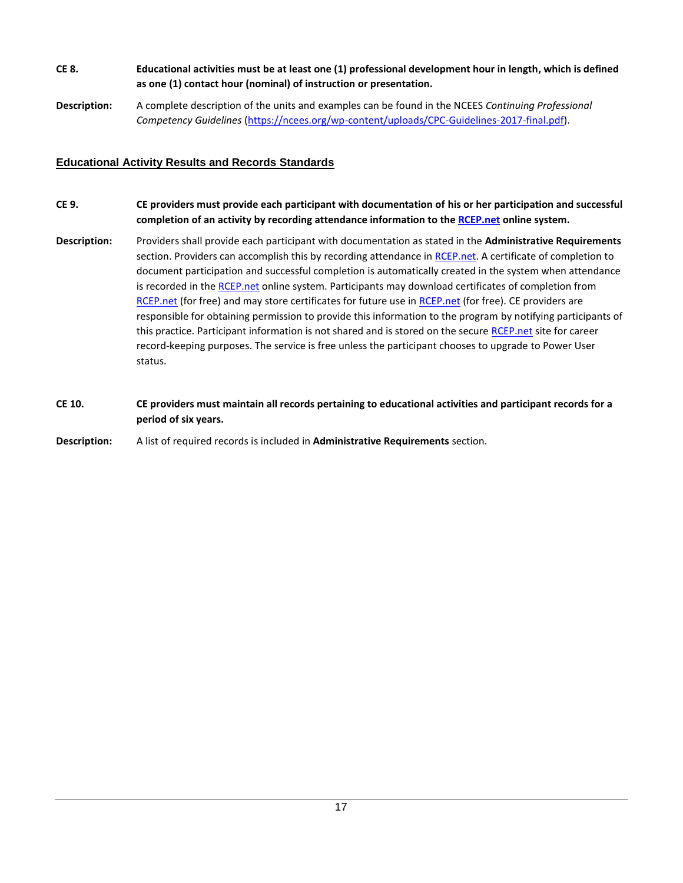**CE 8.** **Educational activities must be at least one (1) professional development hour in length, which is defined as one (1) contact hour (nominal) of instruction or presentation.**

**Description:** A complete description of the units and examples can be found in the NCEES *Continuing Professional Competency Guidelines* (https://ncees.org/wp-content/uploads/CPC-Guidelines-2017-final.pdf).

## Educational Activity Results and Records Standards

**CE 9.** **CE providers must provide each participant with documentation of his or her participation and successful completion of an activity by recording attendance information to the RCEP.net online system.**

**Description:** Providers shall provide each participant with documentation as stated in the **Administrative Requirements** section. Providers can accomplish this by recording attendance in RCEP.net. A certificate of completion to document participation and successful completion is automatically created in the system when attendance is recorded in the RCEP.net online system. Participants may download certificates of completion from RCEP.net (for free) and may store certificates for future use in RCEP.net (for free). CE providers are responsible for obtaining permission to provide this information to the program by notifying participants of this practice. Participant information is not shared and is stored on the secure RCEP.net site for career record-keeping purposes. The service is free unless the participant chooses to upgrade to Power User status.

**CE 10.** **CE providers must maintain all records pertaining to educational activities and participant records for a period of six years.**

**Description:** A list of required records is included in **Administrative Requirements** section.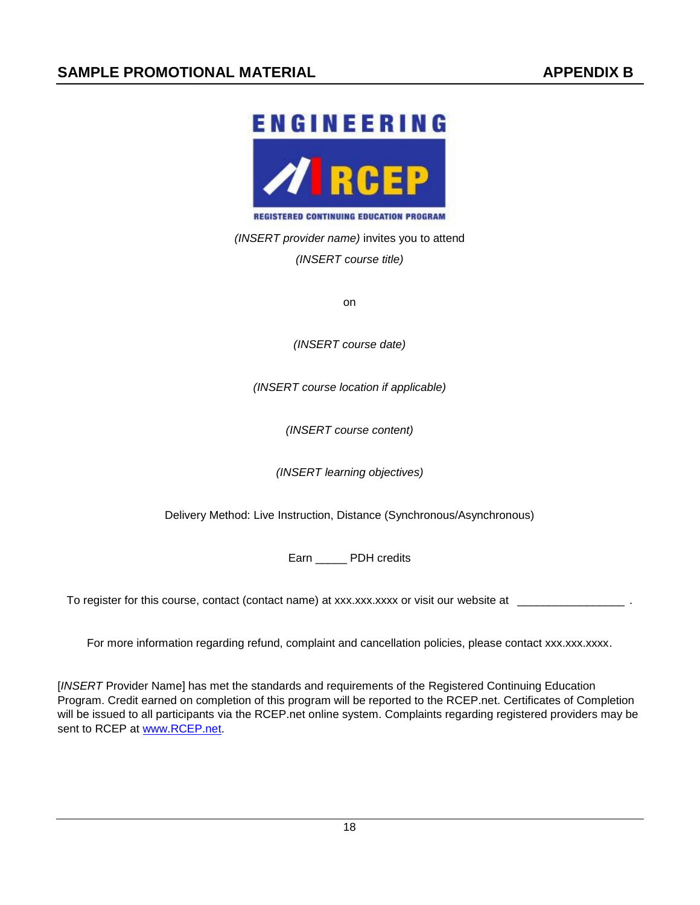## SAMPLE PROMOTIONAL MATERIAL **APPENDIX B**

ENGINEERING RCEP
REGISTERED CONTINUING EDUCATION PROGRAM

*(INSERT provider name)* invites you to attend

*(INSERT course title)*

on

*(INSERT course date)*

*(INSERT course location if applicable)*

*(INSERT course content)*

*(INSERT learning objectives)*

Delivery Method: Live Instruction, Distance (Synchronous/Asynchronous)

Earn _____ PDH credits

To register for this course, contact (contact name) at xxx.xxx.xxxx or visit our website at ________________ .

For more information regarding refund, complaint and cancellation policies, please contact xxx.xxx.xxxx.

[*INSERT* Provider Name] has met the standards and requirements of the Registered Continuing Education Program. Credit earned on completion of this program will be reported to the RCEP.net. Certificates of Completion will be issued to all participants via the RCEP.net online system. Complaints regarding registered providers may be sent to RCEP at [www.RCEP.net](http://www.RCEP.net).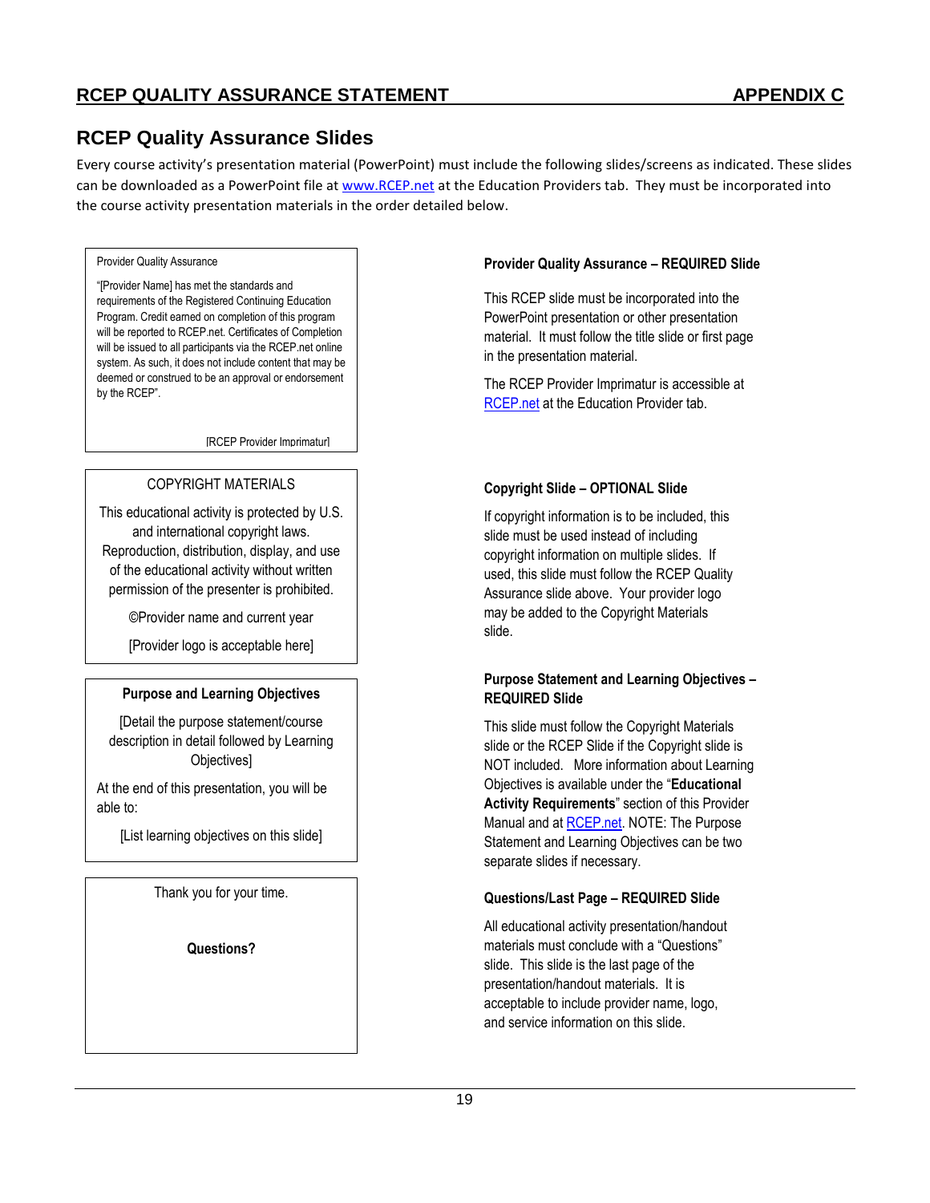## RCEP QUALITY ASSURANCE STATEMENT — APPENDIX C

## RCEP Quality Assurance Slides

Every course activity's presentation material (PowerPoint) must include the following slides/screens as indicated. These slides can be downloaded as a PowerPoint file at www.RCEP.net at the Education Providers tab. They must be incorporated into the course activity presentation materials in the order detailed below.

> Provider Quality Assurance
>
> "[Provider Name] has met the standards and requirements of the Registered Continuing Education Program. Credit earned on completion of this program will be reported to RCEP.net. Certificates of Completion will be issued to all participants via the RCEP.net online system. As such, it does not include content that may be deemed or construed to be an approval or endorsement by the RCEP".
>
> [RCEP Provider Imprimatur]

**Provider Quality Assurance – REQUIRED Slide**

This RCEP slide must be incorporated into the PowerPoint presentation or other presentation material. It must follow the title slide or first page in the presentation material.

The RCEP Provider Imprimatur is accessible at RCEP.net at the Education Provider tab.

> COPYRIGHT MATERIALS
>
> This educational activity is protected by U.S. and international copyright laws. Reproduction, distribution, display, and use of the educational activity without written permission of the presenter is prohibited.
>
> ©Provider name and current year
>
> [Provider logo is acceptable here]

**Copyright Slide – OPTIONAL Slide**

If copyright information is to be included, this slide must be used instead of including copyright information on multiple slides. If used, this slide must follow the RCEP Quality Assurance slide above. Your provider logo may be added to the Copyright Materials slide.

> **Purpose and Learning Objectives**
>
> [Detail the purpose statement/course description in detail followed by Learning Objectives]
>
> At the end of this presentation, you will be able to:
>
> [List learning objectives on this slide]

**Purpose Statement and Learning Objectives – REQUIRED Slide**

This slide must follow the Copyright Materials slide or the RCEP Slide if the Copyright slide is NOT included. More information about Learning Objectives is available under the "**Educational Activity Requirements**" section of this Provider Manual and at RCEP.net. NOTE: The Purpose Statement and Learning Objectives can be two separate slides if necessary.

> Thank you for your time.
>
> **Questions?**

**Questions/Last Page – REQUIRED Slide**

All educational activity presentation/handout materials must conclude with a "Questions" slide. This slide is the last page of the presentation/handout materials. It is acceptable to include provider name, logo, and service information on this slide.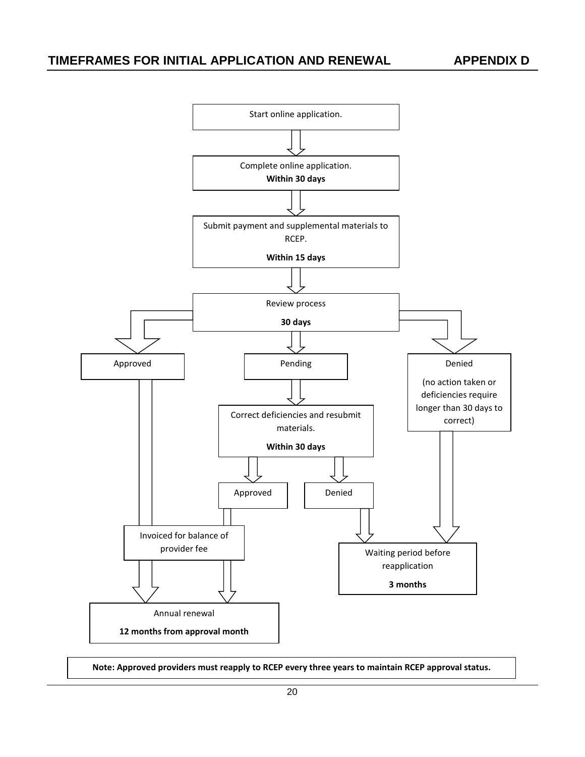## TIMEFRAMES FOR INITIAL APPLICATION AND RENEWAL — APPENDIX D

Start online application.

Complete online application.
**Within 30 days**

Submit payment and supplemental materials to RCEP.
**Within 15 days**

Review process
**30 days**

Approved

Pending

Denied
(no action taken or deficiencies require longer than 30 days to correct)

Correct deficiencies and resubmit materials.
**Within 30 days**

Approved

Denied

Invoiced for balance of provider fee

Waiting period before reapplication
**3 months**

Annual renewal
**12 months from approval month**

**Note: Approved providers must reapply to RCEP every three years to maintain RCEP approval status.**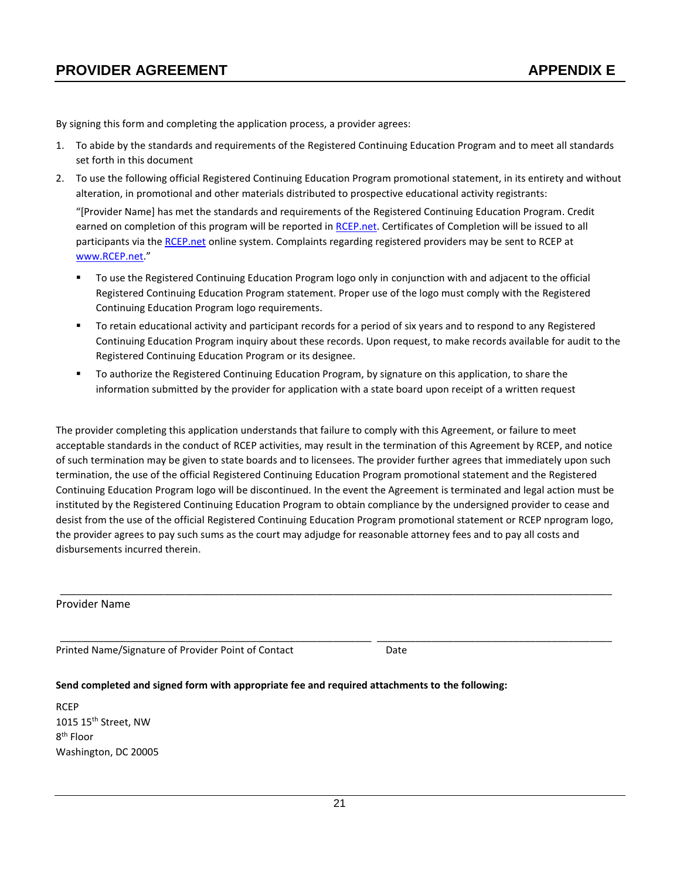# PROVIDER AGREEMENT — APPENDIX E

By signing this form and completing the application process, a provider agrees:

1. To abide by the standards and requirements of the Registered Continuing Education Program and to meet all standards set forth in this document
2. To use the following official Registered Continuing Education Program promotional statement, in its entirety and without alteration, in promotional and other materials distributed to prospective educational activity registrants:

   "[Provider Name] has met the standards and requirements of the Registered Continuing Education Program. Credit earned on completion of this program will be reported in RCEP.net. Certificates of Completion will be issued to all participants via the RCEP.net online system. Complaints regarding registered providers may be sent to RCEP at www.RCEP.net."

   - To use the Registered Continuing Education Program logo only in conjunction with and adjacent to the official Registered Continuing Education Program statement. Proper use of the logo must comply with the Registered Continuing Education Program logo requirements.
   - To retain educational activity and participant records for a period of six years and to respond to any Registered Continuing Education Program inquiry about these records. Upon request, to make records available for audit to the Registered Continuing Education Program or its designee.
   - To authorize the Registered Continuing Education Program, by signature on this application, to share the information submitted by the provider for application with a state board upon receipt of a written request

The provider completing this application understands that failure to comply with this Agreement, or failure to meet acceptable standards in the conduct of RCEP activities, may result in the termination of this Agreement by RCEP, and notice of such termination may be given to state boards and to licensees. The provider further agrees that immediately upon such termination, the use of the official Registered Continuing Education Program promotional statement and the Registered Continuing Education Program logo will be discontinued. In the event the Agreement is terminated and legal action must be instituted by the Registered Continuing Education Program to obtain compliance by the undersigned provider to cease and desist from the use of the official Registered Continuing Education Program promotional statement or RCEP nprogram logo, the provider agrees to pay such sums as the court may adjudge for reasonable attorney fees and to pay all costs and disbursements incurred therein.

\_\_\_\_\_\_\_\_\_\_\_\_\_\_\_\_\_\_\_\_\_\_\_\_\_\_\_\_\_\_\_\_\_\_\_\_\_\_\_\_\_\_\_\_\_\_\_\_\_\_\_\_\_\_\_\_\_\_\_\_\_\_\_\_\_\_\_\_\_\_\_\_\_\_\_\_\_\_

Provider Name

\_\_\_\_\_\_\_\_\_\_\_\_\_\_\_\_\_\_\_\_\_\_\_\_\_\_\_\_\_\_\_\_\_\_\_\_\_\_\_\_\_\_\_\_ \_\_\_\_\_\_\_\_\_\_\_\_\_\_\_\_\_\_\_\_\_\_\_\_\_\_\_\_\_\_\_\_

Printed Name/Signature of Provider Point of Contact — Date

**Send completed and signed form with appropriate fee and required attachments to the following:**

RCEP  
1015 15th Street, NW  
8th Floor  
Washington, DC 20005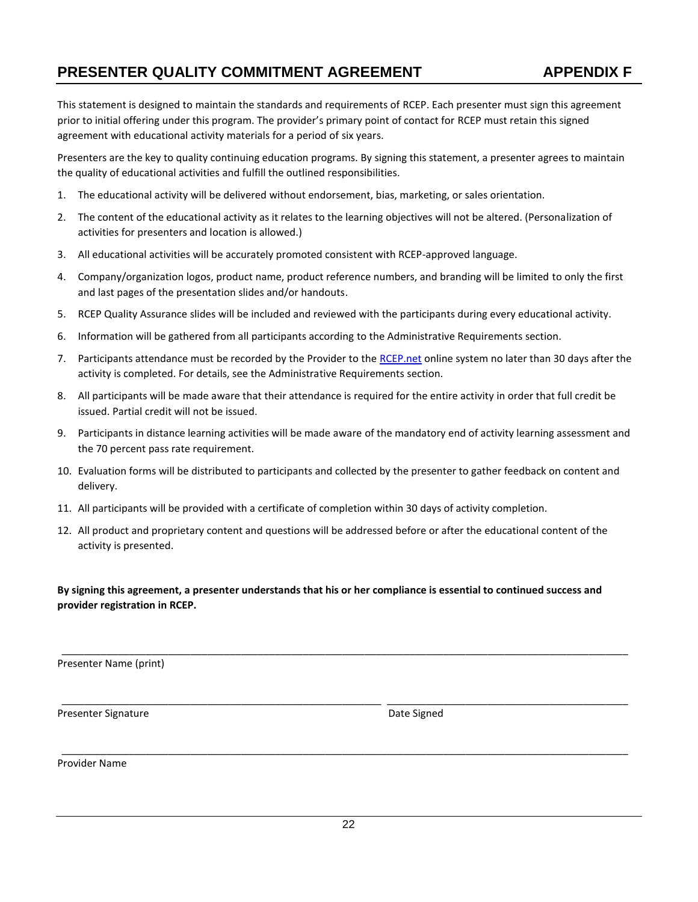# PRESENTER QUALITY COMMITMENT AGREEMENT APPENDIX F

This statement is designed to maintain the standards and requirements of RCEP. Each presenter must sign this agreement prior to initial offering under this program. The provider's primary point of contact for RCEP must retain this signed agreement with educational activity materials for a period of six years.

Presenters are the key to quality continuing education programs. By signing this statement, a presenter agrees to maintain the quality of educational activities and fulfill the outlined responsibilities.

1. The educational activity will be delivered without endorsement, bias, marketing, or sales orientation.
2. The content of the educational activity as it relates to the learning objectives will not be altered. (Personalization of activities for presenters and location is allowed.)
3. All educational activities will be accurately promoted consistent with RCEP-approved language.
4. Company/organization logos, product name, product reference numbers, and branding will be limited to only the first and last pages of the presentation slides and/or handouts.
5. RCEP Quality Assurance slides will be included and reviewed with the participants during every educational activity.
6. Information will be gathered from all participants according to the Administrative Requirements section.
7. Participants attendance must be recorded by the Provider to the RCEP.net online system no later than 30 days after the activity is completed. For details, see the Administrative Requirements section.
8. All participants will be made aware that their attendance is required for the entire activity in order that full credit be issued. Partial credit will not be issued.
9. Participants in distance learning activities will be made aware of the mandatory end of activity learning assessment and the 70 percent pass rate requirement.
10. Evaluation forms will be distributed to participants and collected by the presenter to gather feedback on content and delivery.
11. All participants will be provided with a certificate of completion within 30 days of activity completion.
12. All product and proprietary content and questions will be addressed before or after the educational content of the activity is presented.

**By signing this agreement, a presenter understands that his or her compliance is essential to continued success and provider registration in RCEP.**

\_\_\_\_\_\_\_\_\_\_\_\_\_\_\_\_\_\_\_\_\_\_\_\_\_\_\_\_\_\_\_\_\_\_\_\_\_\_\_\_\_\_\_\_\_\_\_\_\_\_\_\_\_\_\_\_\_\_\_\_\_\_\_\_\_\_\_\_\_\_\_\_

Presenter Name (print)

\_\_\_\_\_\_\_\_\_\_\_\_\_\_\_\_\_\_\_\_\_\_\_\_\_\_\_\_\_\_\_\_\_\_\_\_\_\_\_\_ \_\_\_\_\_\_\_\_\_\_\_\_\_\_\_\_\_\_\_\_\_\_\_\_\_\_\_\_\_\_

Presenter Signature Date Signed

\_\_\_\_\_\_\_\_\_\_\_\_\_\_\_\_\_\_\_\_\_\_\_\_\_\_\_\_\_\_\_\_\_\_\_\_\_\_\_\_\_\_\_\_\_\_\_\_\_\_\_\_\_\_\_\_\_\_\_\_\_\_\_\_\_\_\_\_\_\_\_\_

Provider Name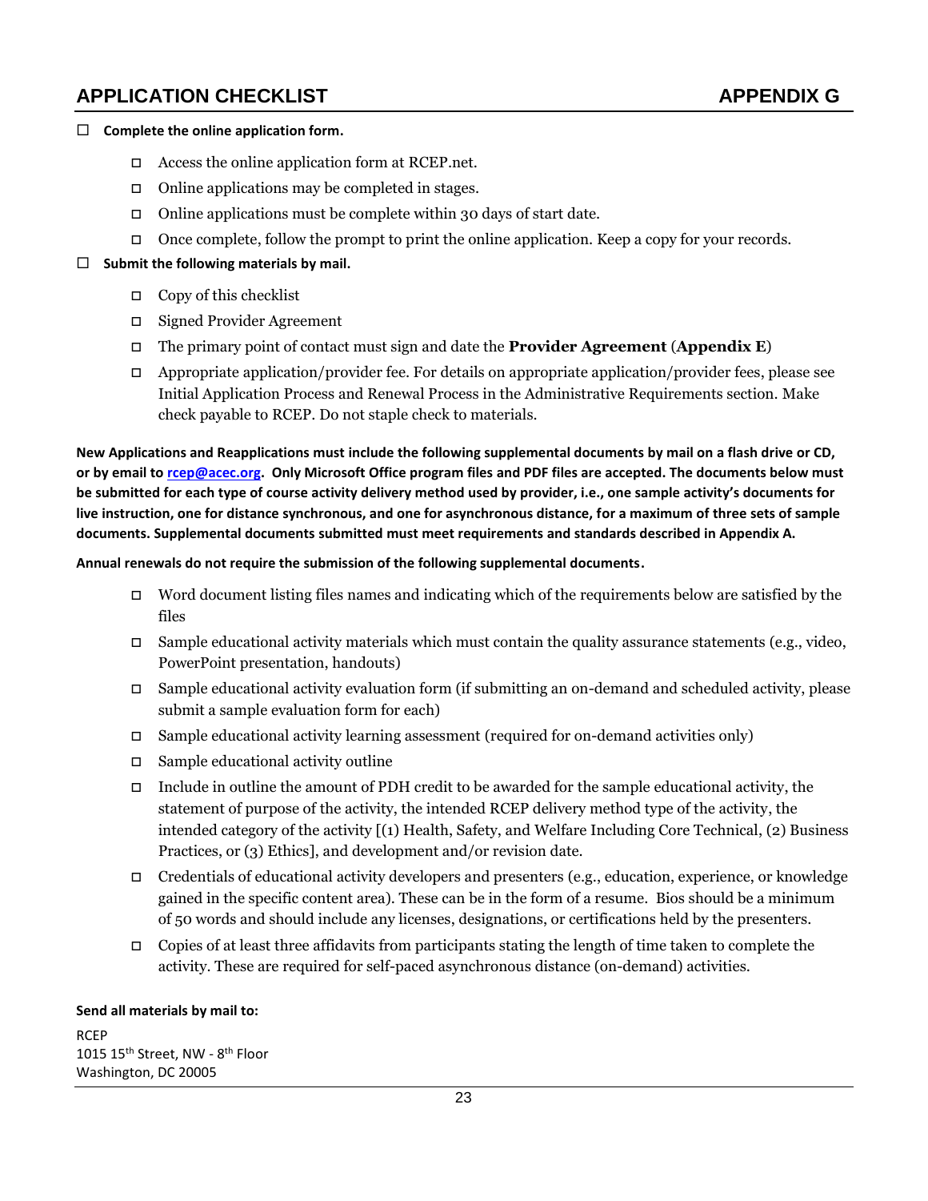## APPLICATION CHECKLIST — APPENDIX G

- ☐ **Complete the online application form.**
  - ☐ Access the online application form at RCEP.net.
  - ☐ Online applications may be completed in stages.
  - ☐ Online applications must be complete within 30 days of start date.
  - ☐ Once complete, follow the prompt to print the online application. Keep a copy for your records.
- ☐ **Submit the following materials by mail.**
  - ☐ Copy of this checklist
  - ☐ Signed Provider Agreement
  - ☐ The primary point of contact must sign and date the **Provider Agreement** (**Appendix E**)
  - ☐ Appropriate application/provider fee. For details on appropriate application/provider fees, please see Initial Application Process and Renewal Process in the Administrative Requirements section. Make check payable to RCEP. Do not staple check to materials.

**New Applications and Reapplications must include the following supplemental documents by mail on a flash drive or CD, or by email to rcep@acec.org. Only Microsoft Office program files and PDF files are accepted. The documents below must be submitted for each type of course activity delivery method used by provider, i.e., one sample activity's documents for live instruction, one for distance synchronous, and one for asynchronous distance, for a maximum of three sets of sample documents. Supplemental documents submitted must meet requirements and standards described in Appendix A.**

**Annual renewals do not require the submission of the following supplemental documents.**

- ☐ Word document listing files names and indicating which of the requirements below are satisfied by the files
- ☐ Sample educational activity materials which must contain the quality assurance statements (e.g., video, PowerPoint presentation, handouts)
- ☐ Sample educational activity evaluation form (if submitting an on-demand and scheduled activity, please submit a sample evaluation form for each)
- ☐ Sample educational activity learning assessment (required for on-demand activities only)
- ☐ Sample educational activity outline
- ☐ Include in outline the amount of PDH credit to be awarded for the sample educational activity, the statement of purpose of the activity, the intended RCEP delivery method type of the activity, the intended category of the activity [(1) Health, Safety, and Welfare Including Core Technical, (2) Business Practices, or (3) Ethics], and development and/or revision date.
- ☐ Credentials of educational activity developers and presenters (e.g., education, experience, or knowledge gained in the specific content area). These can be in the form of a resume. Bios should be a minimum of 50 words and should include any licenses, designations, or certifications held by the presenters.
- ☐ Copies of at least three affidavits from participants stating the length of time taken to complete the activity. These are required for self-paced asynchronous distance (on-demand) activities.

**Send all materials by mail to:**

RCEP
1015 15th Street, NW - 8th Floor
Washington, DC 20005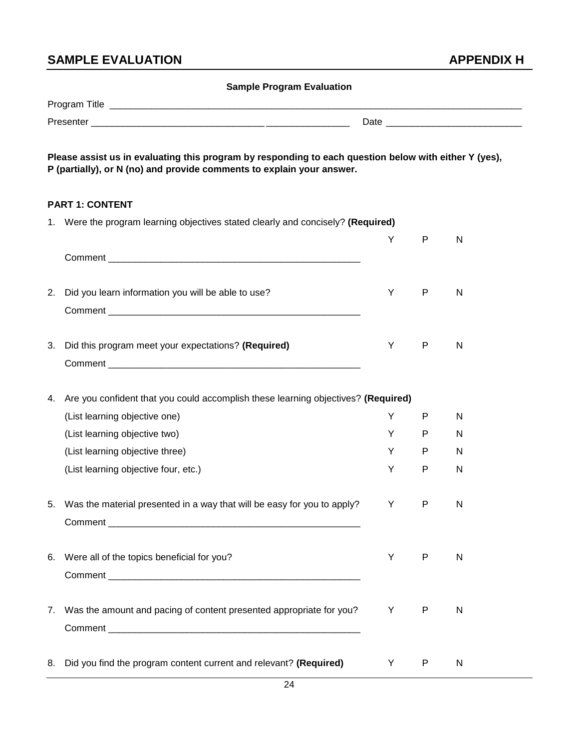## SAMPLE EVALUATION APPENDIX H

**Sample Program Evaluation**

Program Title ___________________________________________________________________________

Presenter _______________________________ _______________ Date _________________________

**Please assist us in evaluating this program by responding to each question below with either Y (yes), P (partially), or N (no) and provide comments to explain your answer.**

**PART 1: CONTENT**

1. Were the program learning objectives stated clearly and concisely? **(Required)**

   Y P N

   Comment ______________________________________________

2. Did you learn information you will be able to use? Y P N

   Comment ______________________________________________

3. Did this program meet your expectations? **(Required)** Y P N

   Comment ______________________________________________

4. Are you confident that you could accomplish these learning objectives? **(Required)**

   (List learning objective one) Y P N

   (List learning objective two) Y P N

   (List learning objective three) Y P N

   (List learning objective four, etc.) Y P N

5. Was the material presented in a way that will be easy for you to apply? Y P N

   Comment ______________________________________________

6. Were all of the topics beneficial for you? Y P N

   Comment ______________________________________________

7. Was the amount and pacing of content presented appropriate for you? Y P N

   Comment ______________________________________________

8. Did you find the program content current and relevant? **(Required)** Y P N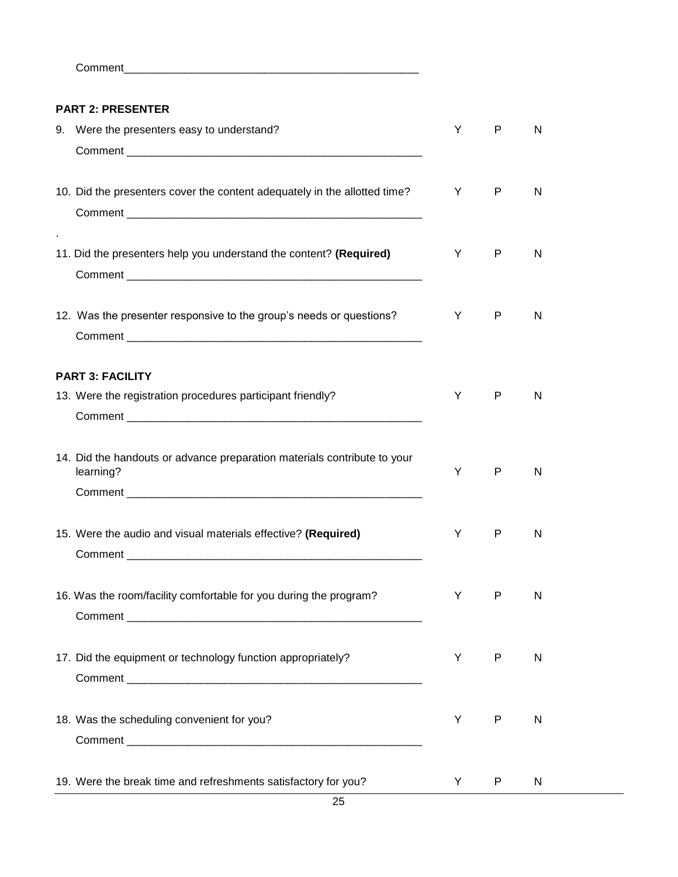Comment_______________________________________________

**PART 2: PRESENTER**

9. Were the presenters easy to understand? Y P N

   Comment _______________________________________________

10. Did the presenters cover the content adequately in the allotted time? Y P N

    Comment _______________________________________________

.

11. Did the presenters help you understand the content? **(Required)** Y P N

    Comment _______________________________________________

12. Was the presenter responsive to the group's needs or questions? Y P N

    Comment _______________________________________________

**PART 3: FACILITY**

13. Were the registration procedures participant friendly? Y P N

    Comment _______________________________________________

14. Did the handouts or advance preparation materials contribute to your learning? Y P N

    Comment _______________________________________________

15. Were the audio and visual materials effective? **(Required)** Y P N

    Comment _______________________________________________

16. Was the room/facility comfortable for you during the program? Y P N

    Comment _______________________________________________

17. Did the equipment or technology function appropriately? Y P N

    Comment _______________________________________________

18. Was the scheduling convenient for you? Y P N

    Comment _______________________________________________

19. Were the break time and refreshments satisfactory for you? Y P N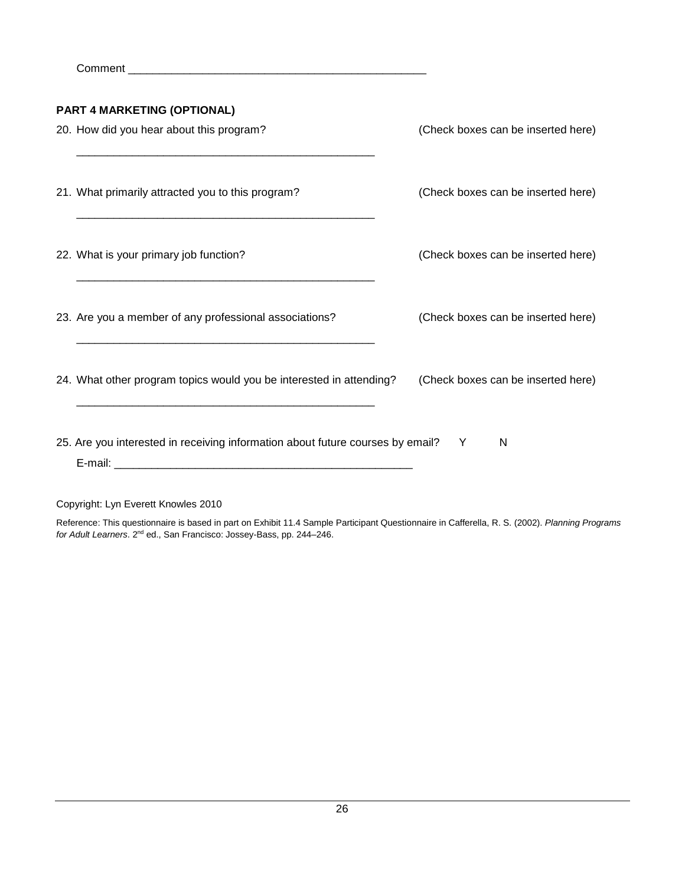Comment ______________________________________________

**PART 4 MARKETING (OPTIONAL)**

20. How did you hear about this program? (Check boxes can be inserted here)

    ______________________________________________

21. What primarily attracted you to this program? (Check boxes can be inserted here)

    ______________________________________________

22. What is your primary job function? (Check boxes can be inserted here)

    ______________________________________________

23. Are you a member of any professional associations? (Check boxes can be inserted here)

    ______________________________________________

24. What other program topics would you be interested in attending? (Check boxes can be inserted here)

    ______________________________________________

25. Are you interested in receiving information about future courses by email? Y N

    E-mail: ______________________________________________

Copyright: Lyn Everett Knowles 2010

Reference: This questionnaire is based in part on Exhibit 11.4 Sample Participant Questionnaire in Cafferella, R. S. (2002). *Planning Programs for Adult Learners*. 2nd ed., San Francisco: Jossey-Bass, pp. 244–246.